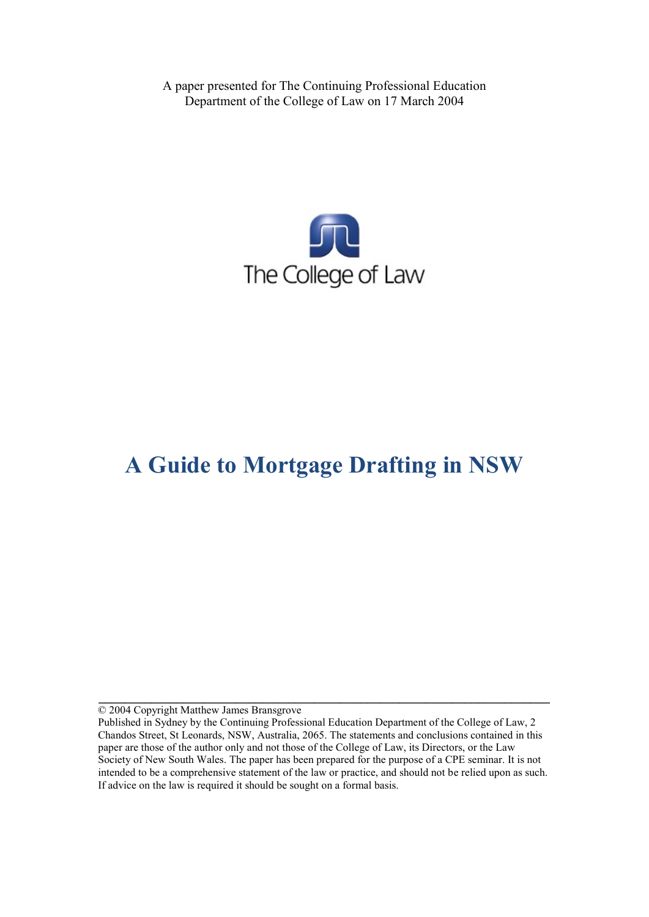A paper presented for The Continuing Professional Education Department of the College of Law on 17 March 2004

The College of Law

# A Guide to Mortgage Drafting in NSW

---

© 2004 Copyright Matthew James Bransgrove

Published in Sydney by the Continuing Professional Education Department of the College of Law, 2 Chandos Street, St Leonards, NSW, Australia, 2065. The statements and conclusions contained in this paper are those of the author only and not those of the College of Law, its Directors, or the Law Society of New South Wales. The paper has been prepared for the purpose of a CPE seminar. It is not intended to be a comprehensive statement of the law or practice, and should not be relied upon as such. If advice on the law is required it should be sought on a formal basis.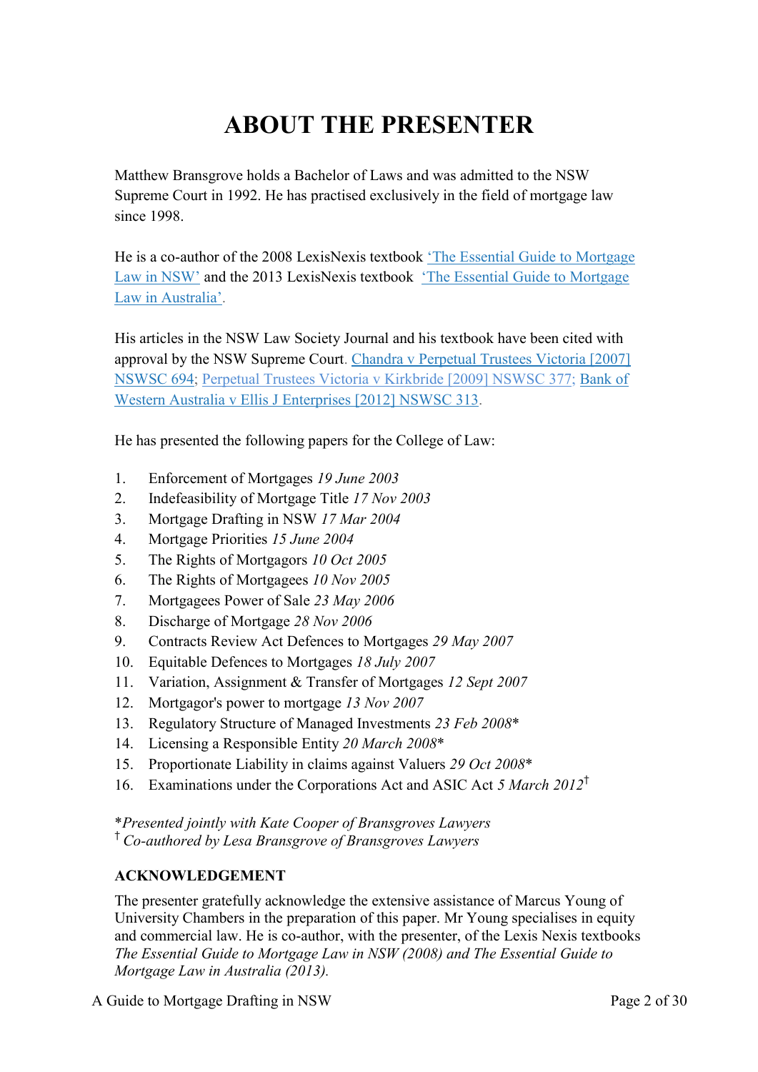# ABOUT THE PRESENTER

Matthew Bransgrove holds a Bachelor of Laws and was admitted to the NSW Supreme Court in 1992. He has practised exclusively in the field of mortgage law since 1998.

He is a co-author of the 2008 LexisNexis textbook 'The Essential Guide to Mortgage Law in NSW' and the 2013 LexisNexis textbook 'The Essential Guide to Mortgage Law in Australia'.

His articles in the NSW Law Society Journal and his textbook have been cited with approval by the NSW Supreme Court. Chandra v Perpetual Trustees Victoria [2007] NSWSC 694; Perpetual Trustees Victoria v Kirkbride [2009] NSWSC 377; Bank of Western Australia v Ellis J Enterprises [2012] NSWSC 313.

He has presented the following papers for the College of Law:

1. Enforcement of Mortgages *19 June 2003*
2. Indefeasibility of Mortgage Title *17 Nov 2003*
3. Mortgage Drafting in NSW *17 Mar 2004*
4. Mortgage Priorities *15 June 2004*
5. The Rights of Mortgagors *10 Oct 2005*
6. The Rights of Mortgagees *10 Nov 2005*
7. Mortgagees Power of Sale *23 May 2006*
8. Discharge of Mortgage *28 Nov 2006*
9. Contracts Review Act Defences to Mortgages *29 May 2007*
10. Equitable Defences to Mortgages *18 July 2007*
11. Variation, Assignment & Transfer of Mortgages *12 Sept 2007*
12. Mortgagor's power to mortgage *13 Nov 2007*
13. Regulatory Structure of Managed Investments *23 Feb 2008**
14. Licensing a Responsible Entity *20 March 2008**
15. Proportionate Liability in claims against Valuers *29 Oct 2008**
16. Examinations under the Corporations Act and ASIC Act *5 March 2012*†

**Presented jointly with Kate Cooper of Bransgroves Lawyers*
† *Co-authored by Lesa Bransgrove of Bransgroves Lawyers*

**ACKNOWLEDGEMENT**

The presenter gratefully acknowledge the extensive assistance of Marcus Young of University Chambers in the preparation of this paper. Mr Young specialises in equity and commercial law. He is co-author, with the presenter, of the Lexis Nexis textbooks *The Essential Guide to Mortgage Law in NSW (2008) and The Essential Guide to Mortgage Law in Australia (2013).*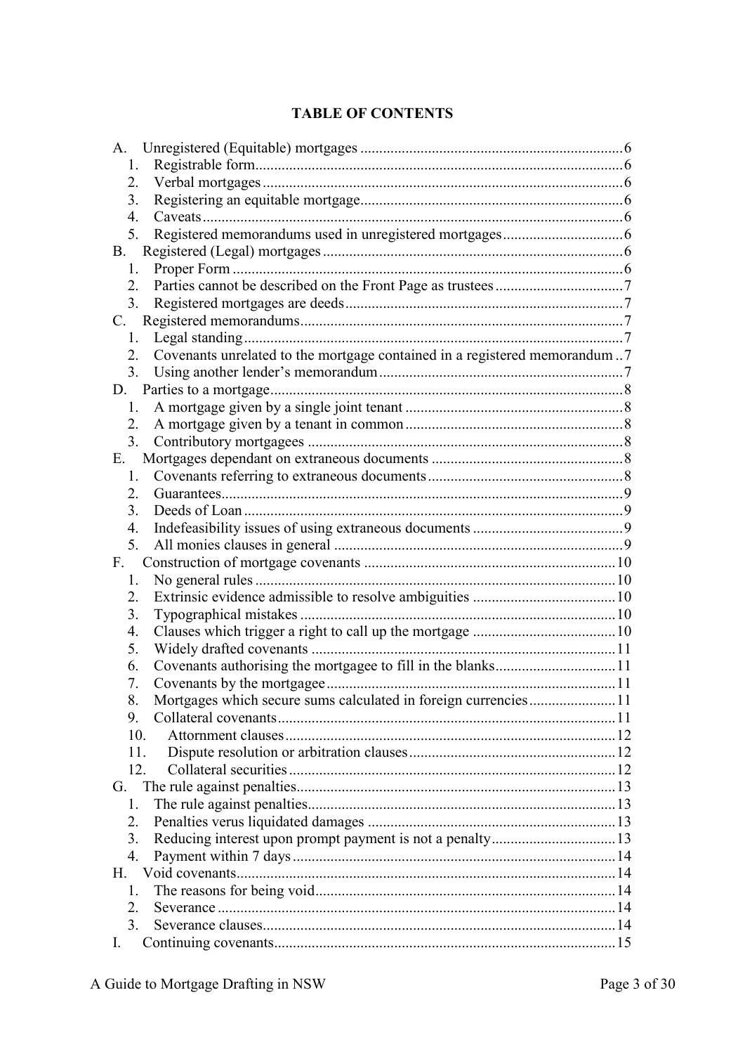# TABLE OF CONTENTS

A. Unregistered (Equitable) mortgages ........ 6
   1. Registrable form ........ 6
   2. Verbal mortgages ........ 6
   3. Registering an equitable mortgage ........ 6
   4. Caveats ........ 6
   5. Registered memorandums used in unregistered mortgages ........ 6

B. Registered (Legal) mortgages ........ 6
   1. Proper Form ........ 6
   2. Parties cannot be described on the Front Page as trustees ........ 7
   3. Registered mortgages are deeds ........ 7

C. Registered memorandums ........ 7
   1. Legal standing ........ 7
   2. Covenants unrelated to the mortgage contained in a registered memorandum ........ 7
   3. Using another lender's memorandum ........ 7

D. Parties to a mortgage ........ 8
   1. A mortgage given by a single joint tenant ........ 8
   2. A mortgage given by a tenant in common ........ 8
   3. Contributory mortgagees ........ 8

E. Mortgages dependant on extraneous documents ........ 8
   1. Covenants referring to extraneous documents ........ 8
   2. Guarantees ........ 9
   3. Deeds of Loan ........ 9
   4. Indefeasibility issues of using extraneous documents ........ 9
   5. All monies clauses in general ........ 9

F. Construction of mortgage covenants ........ 10
   1. No general rules ........ 10
   2. Extrinsic evidence admissible to resolve ambiguities ........ 10
   3. Typographical mistakes ........ 10
   4. Clauses which trigger a right to call up the mortgage ........ 10
   5. Widely drafted covenants ........ 11
   6. Covenants authorising the mortgagee to fill in the blanks ........ 11
   7. Covenants by the mortgagee ........ 11
   8. Mortgages which secure sums calculated in foreign currencies ........ 11
   9. Collateral covenants ........ 11
   10. Attornment clauses ........ 12
   11. Dispute resolution or arbitration clauses ........ 12
   12. Collateral securities ........ 12

G. The rule against penalties ........ 13
   1. The rule against penalties ........ 13
   2. Penalties verus liquidated damages ........ 13
   3. Reducing interest upon prompt payment is not a penalty ........ 13
   4. Payment within 7 days ........ 14

H. Void covenants ........ 14
   1. The reasons for being void ........ 14
   2. Severance ........ 14
   3. Severance clauses ........ 14

I. Continuing covenants ........ 15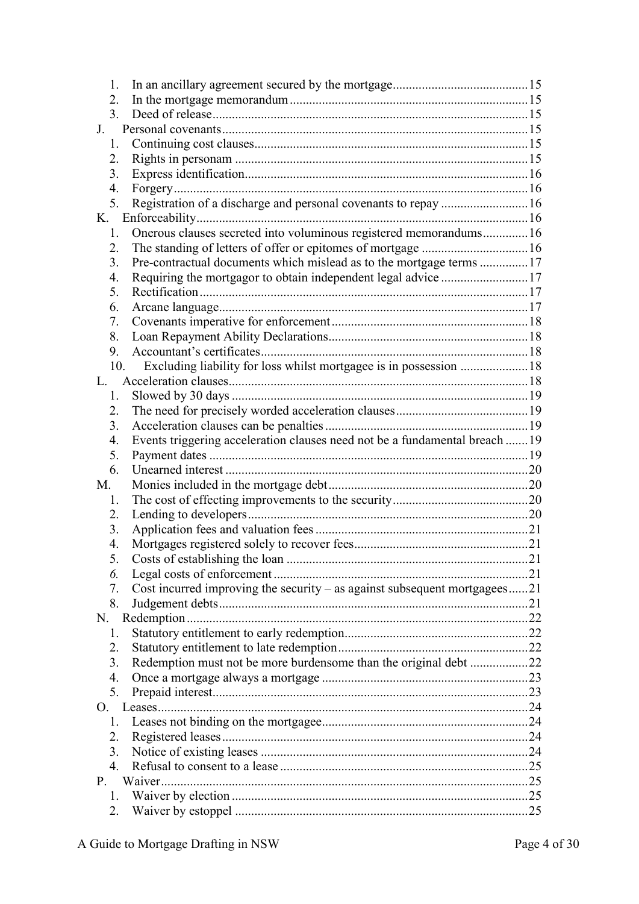1. In an ancillary agreement secured by the mortgage ..... 15
2. In the mortgage memorandum ..... 15
3. Deed of release ..... 15

J. Personal covenants ..... 15
1. Continuing cost clauses ..... 15
2. Rights in personam ..... 15
3. Express identification ..... 16
4. Forgery ..... 16
5. Registration of a discharge and personal covenants to repay ..... 16

K. Enforceability ..... 16
1. Onerous clauses secreted into voluminous registered memorandums ..... 16
2. The standing of letters of offer or epitomes of mortgage ..... 16
3. Pre-contractual documents which mislead as to the mortgage terms ..... 17
4. Requiring the mortgagor to obtain independent legal advice ..... 17
5. Rectification ..... 17
6. Arcane language ..... 17
7. Covenants imperative for enforcement ..... 18
8. Loan Repayment Ability Declarations ..... 18
9. Accountant's certificates ..... 18
10. Excluding liability for loss whilst mortgagee is in possession ..... 18

L. Acceleration clauses ..... 18
1. Slowed by 30 days ..... 19
2. The need for precisely worded acceleration clauses ..... 19
3. Acceleration clauses can be penalties ..... 19
4. Events triggering acceleration clauses need not be a fundamental breach ..... 19
5. Payment dates ..... 19
6. Unearned interest ..... 20

M. Monies included in the mortgage debt ..... 20
1. The cost of effecting improvements to the security ..... 20
2. Lending to developers ..... 20
3. Application fees and valuation fees ..... 21
4. Mortgages registered solely to recover fees ..... 21
5. Costs of establishing the loan ..... 21
6. *Legal costs of enforcement* ..... 21
7. Cost incurred improving the security – as against subsequent mortgagees ..... 21
8. Judgement debts ..... 21

N. Redemption ..... 22
1. Statutory entitlement to early redemption ..... 22
2. Statutory entitlement to late redemption ..... 22
3. Redemption must not be more burdensome than the original debt ..... 22
4. Once a mortgage always a mortgage ..... 23
5. Prepaid interest ..... 23

O. Leases ..... 24
1. Leases not binding on the mortgagee ..... 24
2. Registered leases ..... 24
3. Notice of existing leases ..... 24
4. Refusal to consent to a lease ..... 25

P. Waiver ..... 25
1. Waiver by election ..... 25
2. Waiver by estoppel ..... 25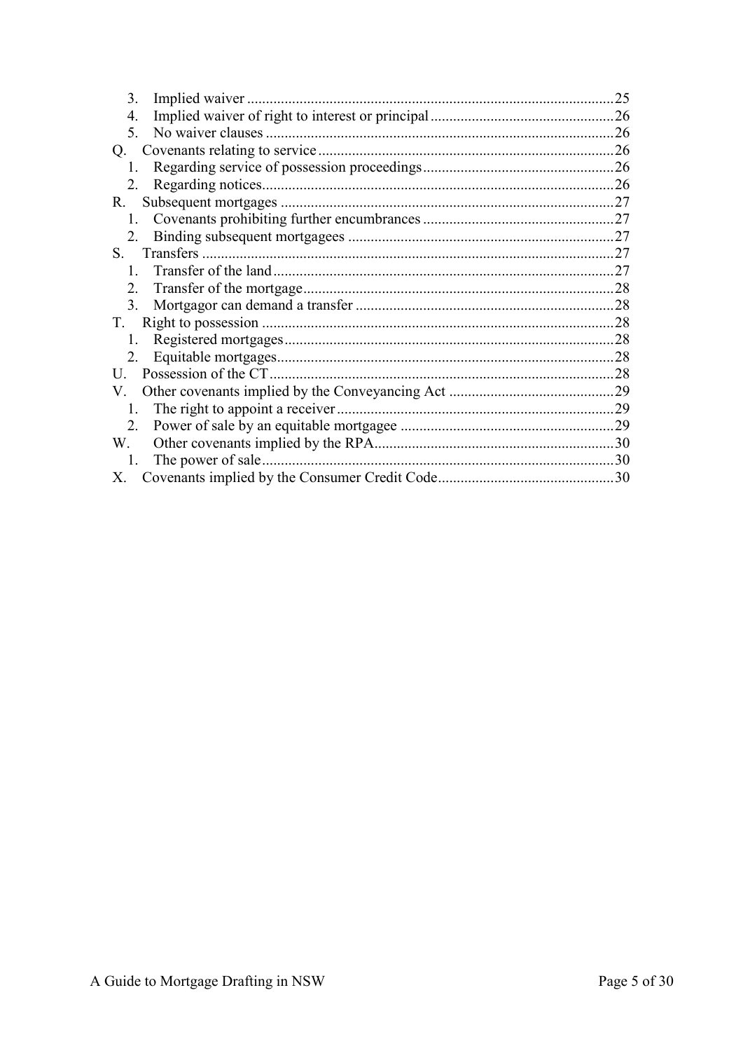3. Implied waiver ....................................................................................................25
4. Implied waiver of right to interest or principal ..................................................26
5. No waiver clauses ..............................................................................................26

Q. Covenants relating to service ................................................................................26
1. Regarding service of possession proceedings ....................................................26
2. Regarding notices...............................................................................................26

R. Subsequent mortgages ...........................................................................................27
1. Covenants prohibiting further encumbrances ....................................................27
2. Binding subsequent mortgagees ........................................................................27

S. Transfers ................................................................................................................27
1. Transfer of the land ............................................................................................27
2. Transfer of the mortgage ....................................................................................28
3. Mortgagor can demand a transfer ......................................................................28

T. Right to possession ................................................................................................28
1. Registered mortgages ..........................................................................................28
2. Equitable mortgages ...........................................................................................28

U. Possession of the CT ..............................................................................................28

V. Other covenants implied by the Conveyancing Act ..............................................29
1. The right to appoint a receiver ...........................................................................29
2. Power of sale by an equitable mortgagee ..........................................................29

W. Other covenants implied by the RPA ....................................................................30
1. The power of sale ...............................................................................................30

X. Covenants implied by the Consumer Credit Code ................................................30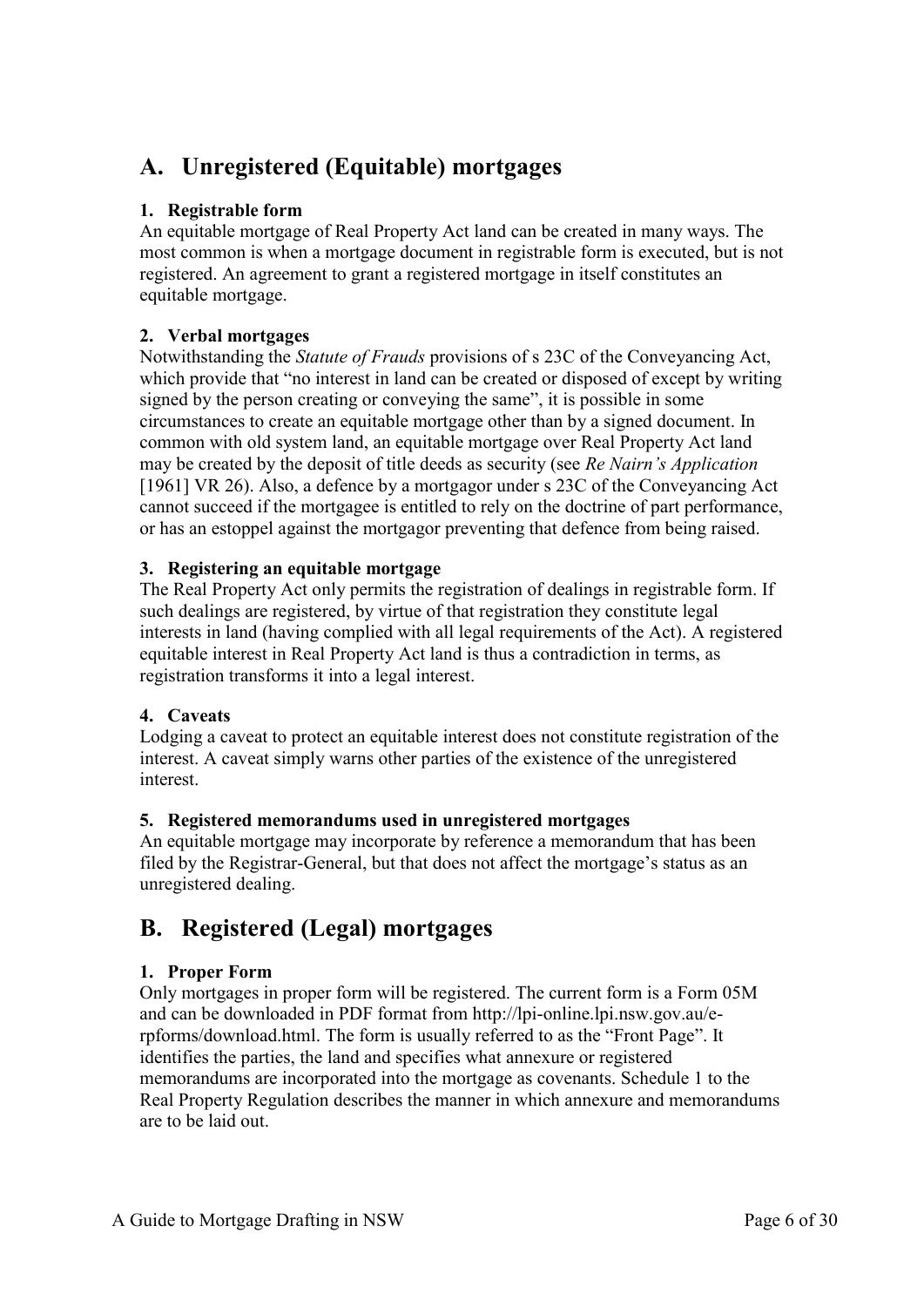## A. Unregistered (Equitable) mortgages

### 1. Registrable form

An equitable mortgage of Real Property Act land can be created in many ways. The most common is when a mortgage document in registrable form is executed, but is not registered. An agreement to grant a registered mortgage in itself constitutes an equitable mortgage.

### 2. Verbal mortgages

Notwithstanding the *Statute of Frauds* provisions of s 23C of the Conveyancing Act, which provide that "no interest in land can be created or disposed of except by writing signed by the person creating or conveying the same", it is possible in some circumstances to create an equitable mortgage other than by a signed document. In common with old system land, an equitable mortgage over Real Property Act land may be created by the deposit of title deeds as security (see *Re Nairn's Application* [1961] VR 26). Also, a defence by a mortgagor under s 23C of the Conveyancing Act cannot succeed if the mortgagee is entitled to rely on the doctrine of part performance, or has an estoppel against the mortgagor preventing that defence from being raised.

### 3. Registering an equitable mortgage

The Real Property Act only permits the registration of dealings in registrable form. If such dealings are registered, by virtue of that registration they constitute legal interests in land (having complied with all legal requirements of the Act). A registered equitable interest in Real Property Act land is thus a contradiction in terms, as registration transforms it into a legal interest.

### 4. Caveats

Lodging a caveat to protect an equitable interest does not constitute registration of the interest. A caveat simply warns other parties of the existence of the unregistered interest.

### 5. Registered memorandums used in unregistered mortgages

An equitable mortgage may incorporate by reference a memorandum that has been filed by the Registrar-General, but that does not affect the mortgage's status as an unregistered dealing.

## B. Registered (Legal) mortgages

### 1. Proper Form

Only mortgages in proper form will be registered. The current form is a Form 05M and can be downloaded in PDF format from http://lpi-online.lpi.nsw.gov.au/e-rpforms/download.html. The form is usually referred to as the "Front Page". It identifies the parties, the land and specifies what annexure or registered memorandums are incorporated into the mortgage as covenants. Schedule 1 to the Real Property Regulation describes the manner in which annexure and memorandums are to be laid out.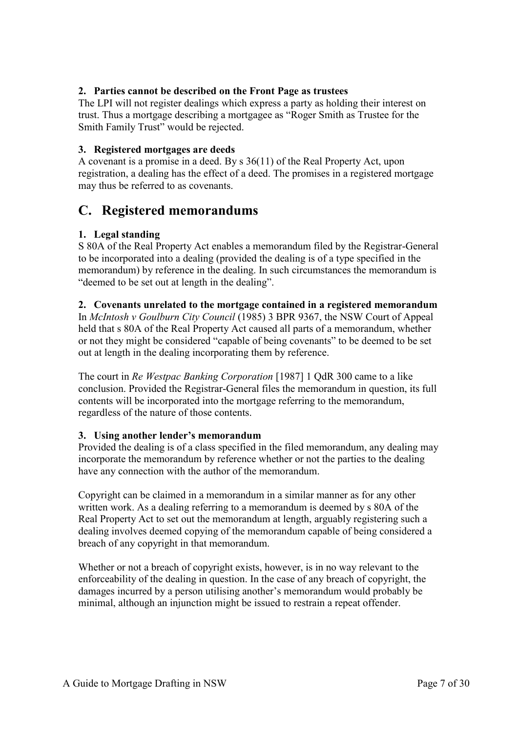### 2. Parties cannot be described on the Front Page as trustees

The LPI will not register dealings which express a party as holding their interest on trust. Thus a mortgage describing a mortgagee as "Roger Smith as Trustee for the Smith Family Trust" would be rejected.

### 3. Registered mortgages are deeds

A covenant is a promise in a deed. By s 36(11) of the Real Property Act, upon registration, a dealing has the effect of a deed. The promises in a registered mortgage may thus be referred to as covenants.

## C. Registered memorandums

### 1. Legal standing

S 80A of the Real Property Act enables a memorandum filed by the Registrar-General to be incorporated into a dealing (provided the dealing is of a type specified in the memorandum) by reference in the dealing. In such circumstances the memorandum is "deemed to be set out at length in the dealing".

### 2. Covenants unrelated to the mortgage contained in a registered memorandum

In *McIntosh v Goulburn City Council* (1985) 3 BPR 9367, the NSW Court of Appeal held that s 80A of the Real Property Act caused all parts of a memorandum, whether or not they might be considered "capable of being covenants" to be deemed to be set out at length in the dealing incorporating them by reference.

The court in *Re Westpac Banking Corporation* [1987] 1 QdR 300 came to a like conclusion. Provided the Registrar-General files the memorandum in question, its full contents will be incorporated into the mortgage referring to the memorandum, regardless of the nature of those contents.

### 3. Using another lender's memorandum

Provided the dealing is of a class specified in the filed memorandum, any dealing may incorporate the memorandum by reference whether or not the parties to the dealing have any connection with the author of the memorandum.

Copyright can be claimed in a memorandum in a similar manner as for any other written work. As a dealing referring to a memorandum is deemed by s 80A of the Real Property Act to set out the memorandum at length, arguably registering such a dealing involves deemed copying of the memorandum capable of being considered a breach of any copyright in that memorandum.

Whether or not a breach of copyright exists, however, is in no way relevant to the enforceability of the dealing in question. In the case of any breach of copyright, the damages incurred by a person utilising another's memorandum would probably be minimal, although an injunction might be issued to restrain a repeat offender.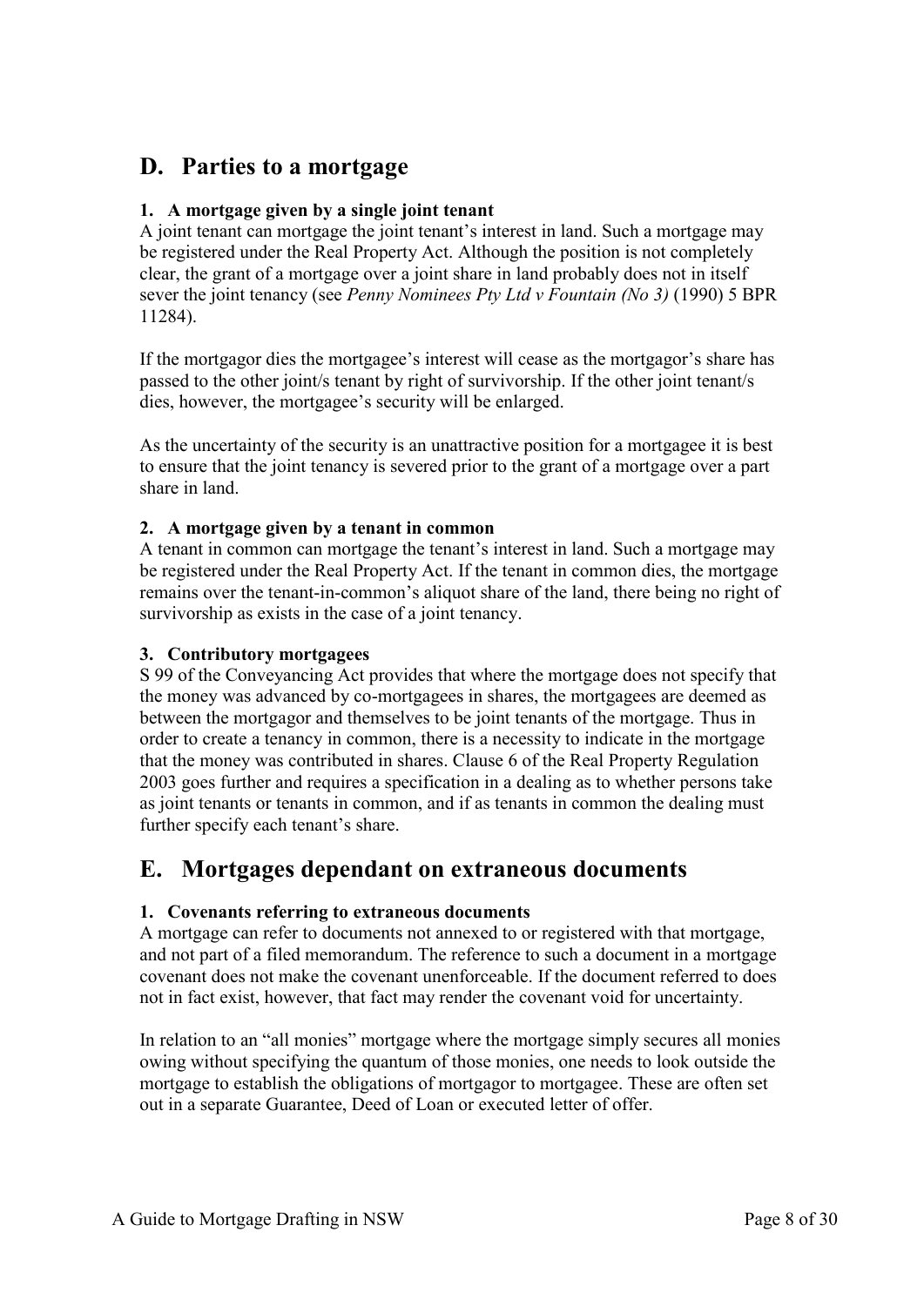## D. Parties to a mortgage

### 1. A mortgage given by a single joint tenant

A joint tenant can mortgage the joint tenant's interest in land. Such a mortgage may be registered under the Real Property Act. Although the position is not completely clear, the grant of a mortgage over a joint share in land probably does not in itself sever the joint tenancy (see *Penny Nominees Pty Ltd v Fountain (No 3)* (1990) 5 BPR 11284).

If the mortgagor dies the mortgagee's interest will cease as the mortgagor's share has passed to the other joint/s tenant by right of survivorship. If the other joint tenant/s dies, however, the mortgagee's security will be enlarged.

As the uncertainty of the security is an unattractive position for a mortgagee it is best to ensure that the joint tenancy is severed prior to the grant of a mortgage over a part share in land.

### 2. A mortgage given by a tenant in common

A tenant in common can mortgage the tenant's interest in land. Such a mortgage may be registered under the Real Property Act. If the tenant in common dies, the mortgage remains over the tenant-in-common's aliquot share of the land, there being no right of survivorship as exists in the case of a joint tenancy.

### 3. Contributory mortgagees

S 99 of the Conveyancing Act provides that where the mortgage does not specify that the money was advanced by co-mortgagees in shares, the mortgagees are deemed as between the mortgagor and themselves to be joint tenants of the mortgage. Thus in order to create a tenancy in common, there is a necessity to indicate in the mortgage that the money was contributed in shares. Clause 6 of the Real Property Regulation 2003 goes further and requires a specification in a dealing as to whether persons take as joint tenants or tenants in common, and if as tenants in common the dealing must further specify each tenant's share.

## E. Mortgages dependant on extraneous documents

### 1. Covenants referring to extraneous documents

A mortgage can refer to documents not annexed to or registered with that mortgage, and not part of a filed memorandum. The reference to such a document in a mortgage covenant does not make the covenant unenforceable. If the document referred to does not in fact exist, however, that fact may render the covenant void for uncertainty.

In relation to an "all monies" mortgage where the mortgage simply secures all monies owing without specifying the quantum of those monies, one needs to look outside the mortgage to establish the obligations of mortgagor to mortgagee. These are often set out in a separate Guarantee, Deed of Loan or executed letter of offer.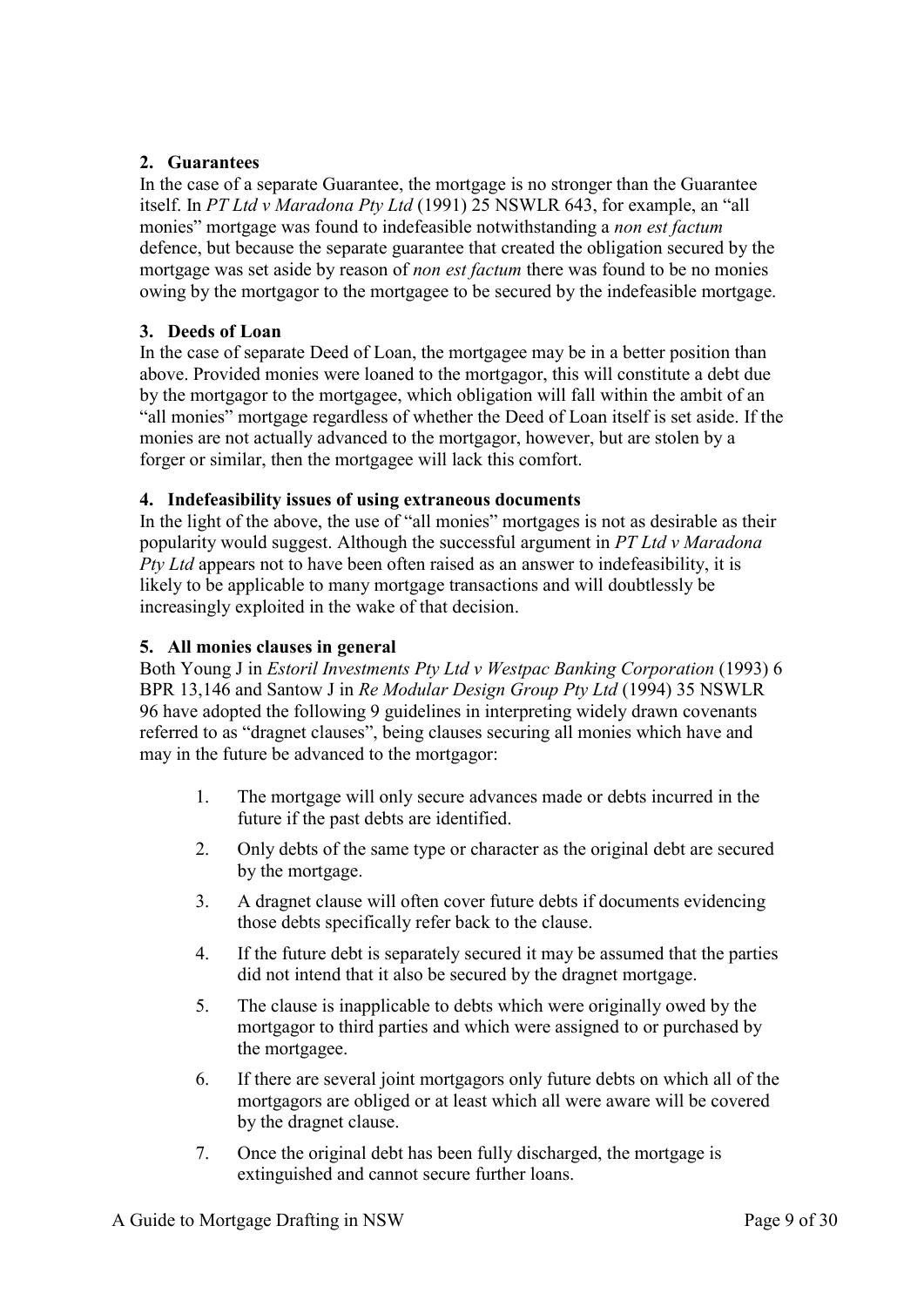## 2. Guarantees

In the case of a separate Guarantee, the mortgage is no stronger than the Guarantee itself. In *PT Ltd v Maradona Pty Ltd* (1991) 25 NSWLR 643, for example, an "all monies" mortgage was found to indefeasible notwithstanding a *non est factum* defence, but because the separate guarantee that created the obligation secured by the mortgage was set aside by reason of *non est factum* there was found to be no monies owing by the mortgagor to the mortgagee to be secured by the indefeasible mortgage.

## 3. Deeds of Loan

In the case of separate Deed of Loan, the mortgagee may be in a better position than above. Provided monies were loaned to the mortgagor, this will constitute a debt due by the mortgagor to the mortgagee, which obligation will fall within the ambit of an "all monies" mortgage regardless of whether the Deed of Loan itself is set aside. If the monies are not actually advanced to the mortgagor, however, but are stolen by a forger or similar, then the mortgagee will lack this comfort.

## 4. Indefeasibility issues of using extraneous documents

In the light of the above, the use of "all monies" mortgages is not as desirable as their popularity would suggest. Although the successful argument in *PT Ltd v Maradona Pty Ltd* appears not to have been often raised as an answer to indefeasibility, it is likely to be applicable to many mortgage transactions and will doubtlessly be increasingly exploited in the wake of that decision.

## 5. All monies clauses in general

Both Young J in *Estoril Investments Pty Ltd v Westpac Banking Corporation* (1993) 6 BPR 13,146 and Santow J in *Re Modular Design Group Pty Ltd* (1994) 35 NSWLR 96 have adopted the following 9 guidelines in interpreting widely drawn covenants referred to as "dragnet clauses", being clauses securing all monies which have and may in the future be advanced to the mortgagor:

1. The mortgage will only secure advances made or debts incurred in the future if the past debts are identified.
2. Only debts of the same type or character as the original debt are secured by the mortgage.
3. A dragnet clause will often cover future debts if documents evidencing those debts specifically refer back to the clause.
4. If the future debt is separately secured it may be assumed that the parties did not intend that it also be secured by the dragnet mortgage.
5. The clause is inapplicable to debts which were originally owed by the mortgagor to third parties and which were assigned to or purchased by the mortgagee.
6. If there are several joint mortgagors only future debts on which all of the mortgagors are obliged or at least which all were aware will be covered by the dragnet clause.
7. Once the original debt has been fully discharged, the mortgage is extinguished and cannot secure further loans.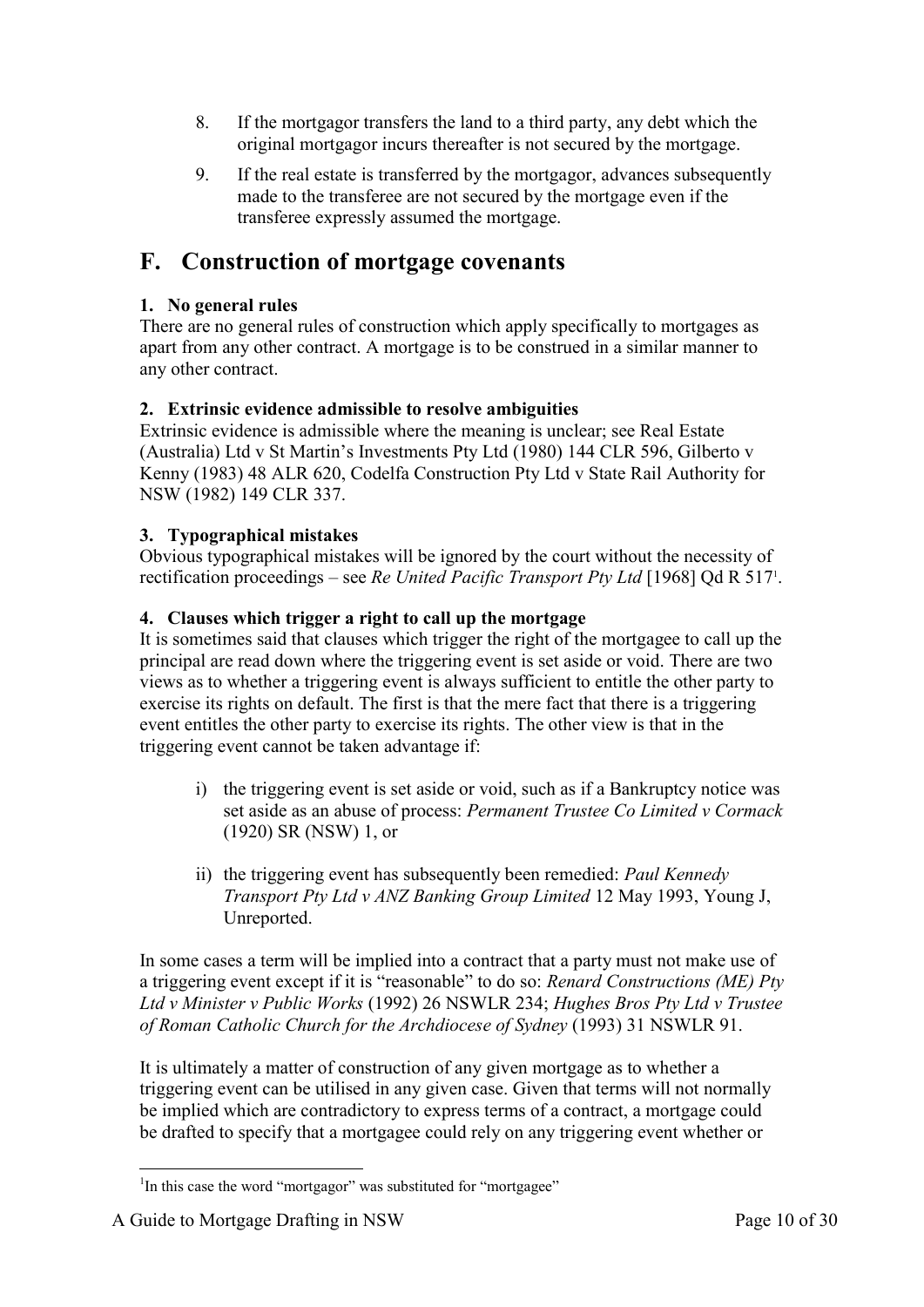8. If the mortgagor transfers the land to a third party, any debt which the original mortgagor incurs thereafter is not secured by the mortgage.

9. If the real estate is transferred by the mortgagor, advances subsequently made to the transferee are not secured by the mortgage even if the transferee expressly assumed the mortgage.

## F. Construction of mortgage covenants

**1. No general rules**

There are no general rules of construction which apply specifically to mortgages as apart from any other contract. A mortgage is to be construed in a similar manner to any other contract.

**2. Extrinsic evidence admissible to resolve ambiguities**

Extrinsic evidence is admissible where the meaning is unclear; see Real Estate (Australia) Ltd v St Martin's Investments Pty Ltd (1980) 144 CLR 596, Gilberto v Kenny (1983) 48 ALR 620, Codelfa Construction Pty Ltd v State Rail Authority for NSW (1982) 149 CLR 337.

**3. Typographical mistakes**

Obvious typographical mistakes will be ignored by the court without the necessity of rectification proceedings – see *Re United Pacific Transport Pty Ltd* [1968] Qd R 517[1].

**4. Clauses which trigger a right to call up the mortgage**

It is sometimes said that clauses which trigger the right of the mortgagee to call up the principal are read down where the triggering event is set aside or void. There are two views as to whether a triggering event is always sufficient to entitle the other party to exercise its rights on default. The first is that the mere fact that there is a triggering event entitles the other party to exercise its rights. The other view is that in the triggering event cannot be taken advantage if:

i) the triggering event is set aside or void, such as if a Bankruptcy notice was set aside as an abuse of process: *Permanent Trustee Co Limited v Cormack* (1920) SR (NSW) 1, or

ii) the triggering event has subsequently been remedied: *Paul Kennedy Transport Pty Ltd v ANZ Banking Group Limited* 12 May 1993, Young J, Unreported.

In some cases a term will be implied into a contract that a party must not make use of a triggering event except if it is "reasonable" to do so: *Renard Constructions (ME) Pty Ltd v Minister v Public Works* (1992) 26 NSWLR 234; *Hughes Bros Pty Ltd v Trustee of Roman Catholic Church for the Archdiocese of Sydney* (1993) 31 NSWLR 91.

It is ultimately a matter of construction of any given mortgage as to whether a triggering event can be utilised in any given case. Given that terms will not normally be implied which are contradictory to express terms of a contract, a mortgage could be drafted to specify that a mortgagee could rely on any triggering event whether or

---

[1] In this case the word "mortgagor" was substituted for "mortgagee"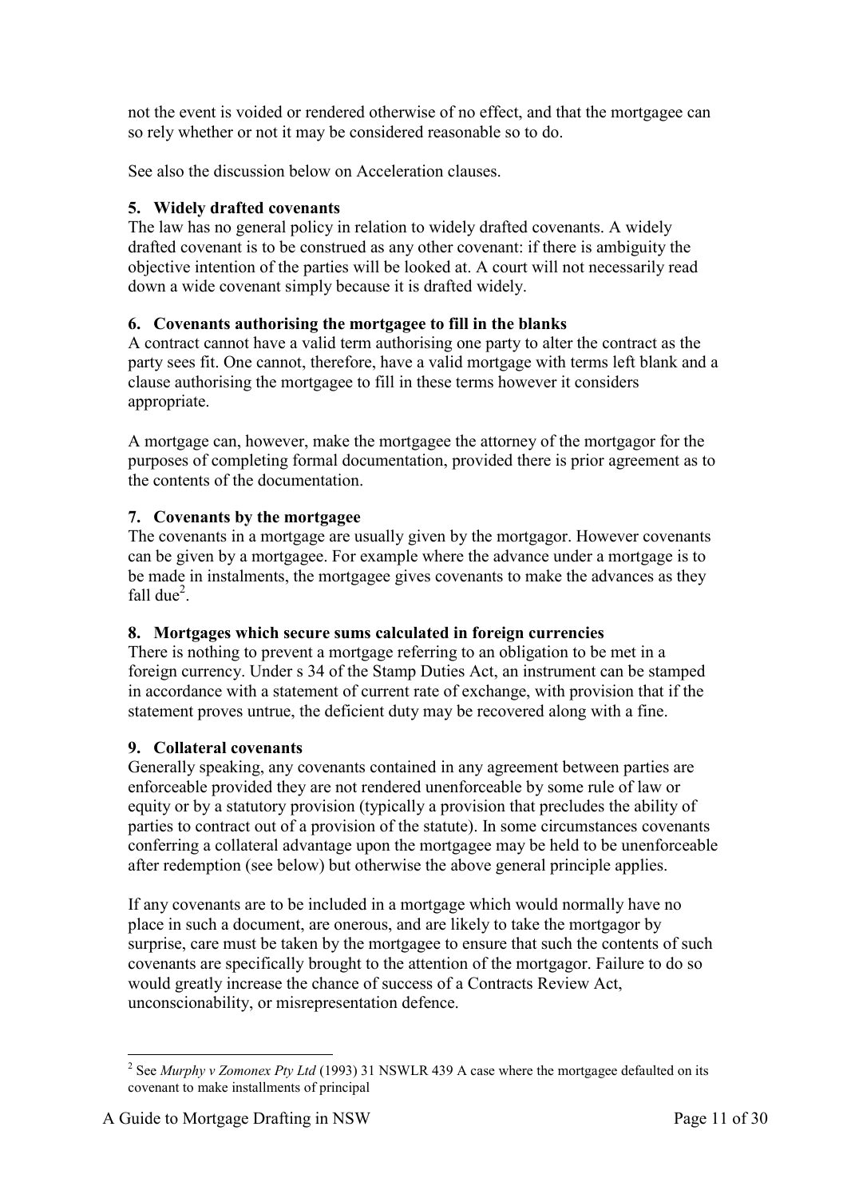not the event is voided or rendered otherwise of no effect, and that the mortgagee can so rely whether or not it may be considered reasonable so to do.

See also the discussion below on Acceleration clauses.

### 5. Widely drafted covenants

The law has no general policy in relation to widely drafted covenants. A widely drafted covenant is to be construed as any other covenant: if there is ambiguity the objective intention of the parties will be looked at. A court will not necessarily read down a wide covenant simply because it is drafted widely.

### 6. Covenants authorising the mortgagee to fill in the blanks

A contract cannot have a valid term authorising one party to alter the contract as the party sees fit. One cannot, therefore, have a valid mortgage with terms left blank and a clause authorising the mortgagee to fill in these terms however it considers appropriate.

A mortgage can, however, make the mortgagee the attorney of the mortgagor for the purposes of completing formal documentation, provided there is prior agreement as to the contents of the documentation.

### 7. Covenants by the mortgagee

The covenants in a mortgage are usually given by the mortgagor. However covenants can be given by a mortgagee. For example where the advance under a mortgage is to be made in instalments, the mortgagee gives covenants to make the advances as they fall due[2].

### 8. Mortgages which secure sums calculated in foreign currencies

There is nothing to prevent a mortgage referring to an obligation to be met in a foreign currency. Under s 34 of the Stamp Duties Act, an instrument can be stamped in accordance with a statement of current rate of exchange, with provision that if the statement proves untrue, the deficient duty may be recovered along with a fine.

### 9. Collateral covenants

Generally speaking, any covenants contained in any agreement between parties are enforceable provided they are not rendered unenforceable by some rule of law or equity or by a statutory provision (typically a provision that precludes the ability of parties to contract out of a provision of the statute). In some circumstances covenants conferring a collateral advantage upon the mortgagee may be held to be unenforceable after redemption (see below) but otherwise the above general principle applies.

If any covenants are to be included in a mortgage which would normally have no place in such a document, are onerous, and are likely to take the mortgagor by surprise, care must be taken by the mortgagee to ensure that such the contents of such covenants are specifically brought to the attention of the mortgagor. Failure to do so would greatly increase the chance of success of a Contracts Review Act, unconscionability, or misrepresentation defence.

---

[2] See *Murphy v Zomonex Pty Ltd* (1993) 31 NSWLR 439 A case where the mortgagee defaulted on its covenant to make installments of principal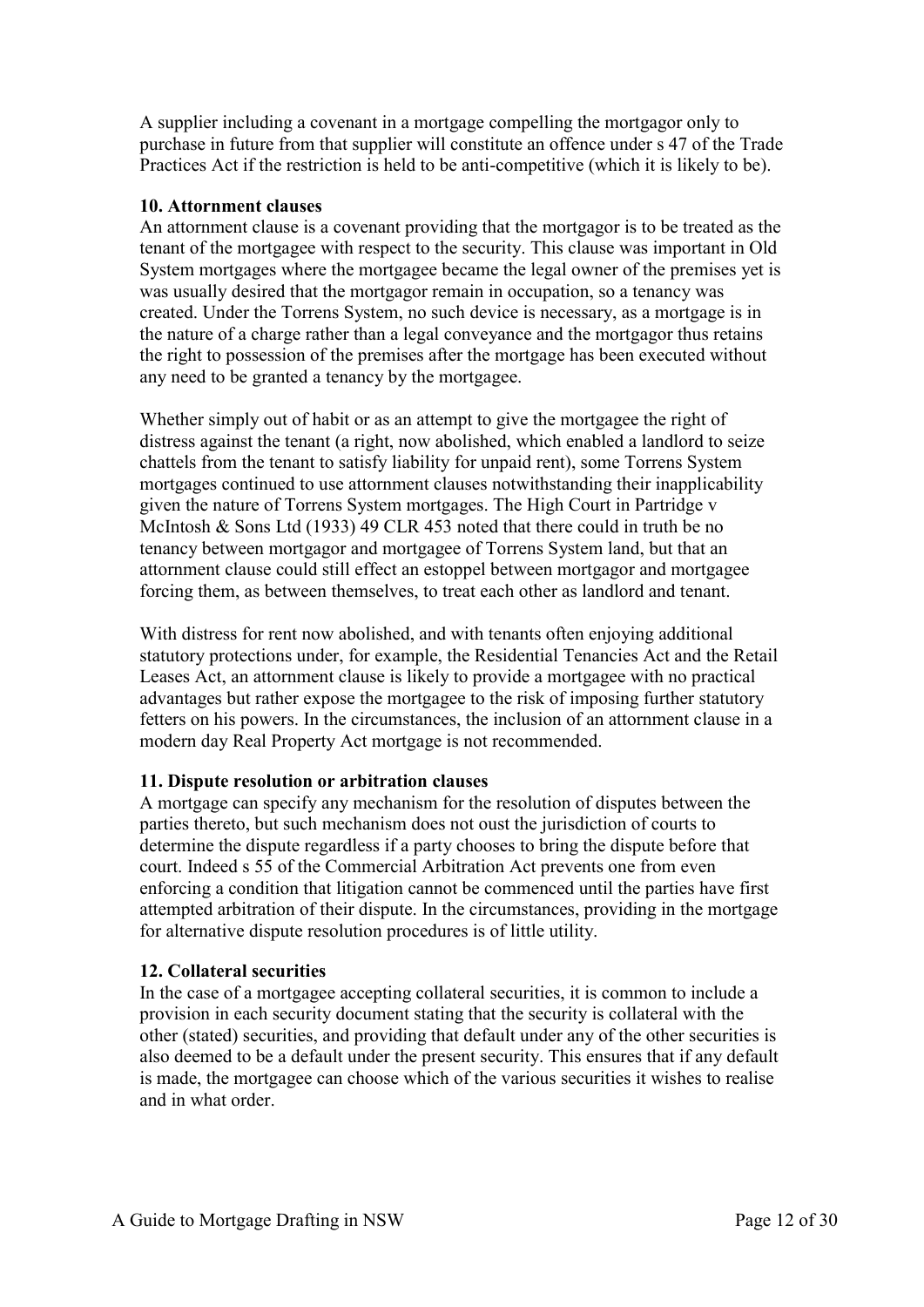A supplier including a covenant in a mortgage compelling the mortgagor only to purchase in future from that supplier will constitute an offence under s 47 of the Trade Practices Act if the restriction is held to be anti-competitive (which it is likely to be).

**10. Attornment clauses**

An attornment clause is a covenant providing that the mortgagor is to be treated as the tenant of the mortgagee with respect to the security. This clause was important in Old System mortgages where the mortgagee became the legal owner of the premises yet is was usually desired that the mortgagor remain in occupation, so a tenancy was created. Under the Torrens System, no such device is necessary, as a mortgage is in the nature of a charge rather than a legal conveyance and the mortgagor thus retains the right to possession of the premises after the mortgage has been executed without any need to be granted a tenancy by the mortgagee.

Whether simply out of habit or as an attempt to give the mortgagee the right of distress against the tenant (a right, now abolished, which enabled a landlord to seize chattels from the tenant to satisfy liability for unpaid rent), some Torrens System mortgages continued to use attornment clauses notwithstanding their inapplicability given the nature of Torrens System mortgages. The High Court in Partridge v McIntosh & Sons Ltd (1933) 49 CLR 453 noted that there could in truth be no tenancy between mortgagor and mortgagee of Torrens System land, but that an attornment clause could still effect an estoppel between mortgagor and mortgagee forcing them, as between themselves, to treat each other as landlord and tenant.

With distress for rent now abolished, and with tenants often enjoying additional statutory protections under, for example, the Residential Tenancies Act and the Retail Leases Act, an attornment clause is likely to provide a mortgagee with no practical advantages but rather expose the mortgagee to the risk of imposing further statutory fetters on his powers. In the circumstances, the inclusion of an attornment clause in a modern day Real Property Act mortgage is not recommended.

**11. Dispute resolution or arbitration clauses**

A mortgage can specify any mechanism for the resolution of disputes between the parties thereto, but such mechanism does not oust the jurisdiction of courts to determine the dispute regardless if a party chooses to bring the dispute before that court. Indeed s 55 of the Commercial Arbitration Act prevents one from even enforcing a condition that litigation cannot be commenced until the parties have first attempted arbitration of their dispute. In the circumstances, providing in the mortgage for alternative dispute resolution procedures is of little utility.

**12. Collateral securities**

In the case of a mortgagee accepting collateral securities, it is common to include a provision in each security document stating that the security is collateral with the other (stated) securities, and providing that default under any of the other securities is also deemed to be a default under the present security. This ensures that if any default is made, the mortgagee can choose which of the various securities it wishes to realise and in what order.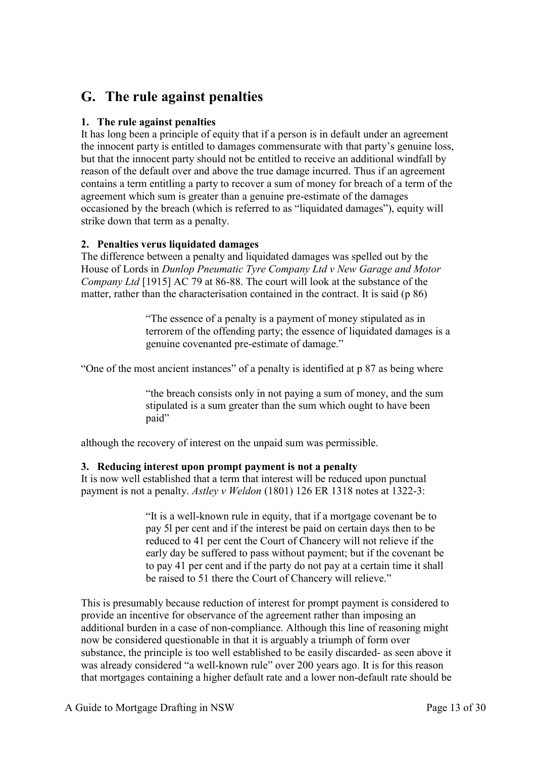## G. The rule against penalties

### 1. The rule against penalties

It has long been a principle of equity that if a person is in default under an agreement the innocent party is entitled to damages commensurate with that party's genuine loss, but that the innocent party should not be entitled to receive an additional windfall by reason of the default over and above the true damage incurred. Thus if an agreement contains a term entitling a party to recover a sum of money for breach of a term of the agreement which sum is greater than a genuine pre-estimate of the damages occasioned by the breach (which is referred to as "liquidated damages"), equity will strike down that term as a penalty.

### 2. Penalties verus liquidated damages

The difference between a penalty and liquidated damages was spelled out by the House of Lords in *Dunlop Pneumatic Tyre Company Ltd v New Garage and Motor Company Ltd* [1915] AC 79 at 86-88. The court will look at the substance of the matter, rather than the characterisation contained in the contract. It is said (p 86)

> "The essence of a penalty is a payment of money stipulated as in terrorem of the offending party; the essence of liquidated damages is a genuine covenanted pre-estimate of damage."

"One of the most ancient instances" of a penalty is identified at p 87 as being where

> "the breach consists only in not paying a sum of money, and the sum stipulated is a sum greater than the sum which ought to have been paid"

although the recovery of interest on the unpaid sum was permissible.

### 3. Reducing interest upon prompt payment is not a penalty

It is now well established that a term that interest will be reduced upon punctual payment is not a penalty. *Astley v Weldon* (1801) 126 ER 1318 notes at 1322-3:

> "It is a well-known rule in equity, that if a mortgage covenant be to pay 5l per cent and if the interest be paid on certain days then to be reduced to 41 per cent the Court of Chancery will not relieve if the early day be suffered to pass without payment; but if the covenant be to pay 41 per cent and if the party do not pay at a certain time it shall be raised to 51 there the Court of Chancery will relieve."

This is presumably because reduction of interest for prompt payment is considered to provide an incentive for observance of the agreement rather than imposing an additional burden in a case of non-compliance. Although this line of reasoning might now be considered questionable in that it is arguably a triumph of form over substance, the principle is too well established to be easily discarded- as seen above it was already considered "a well-known rule" over 200 years ago. It is for this reason that mortgages containing a higher default rate and a lower non-default rate should be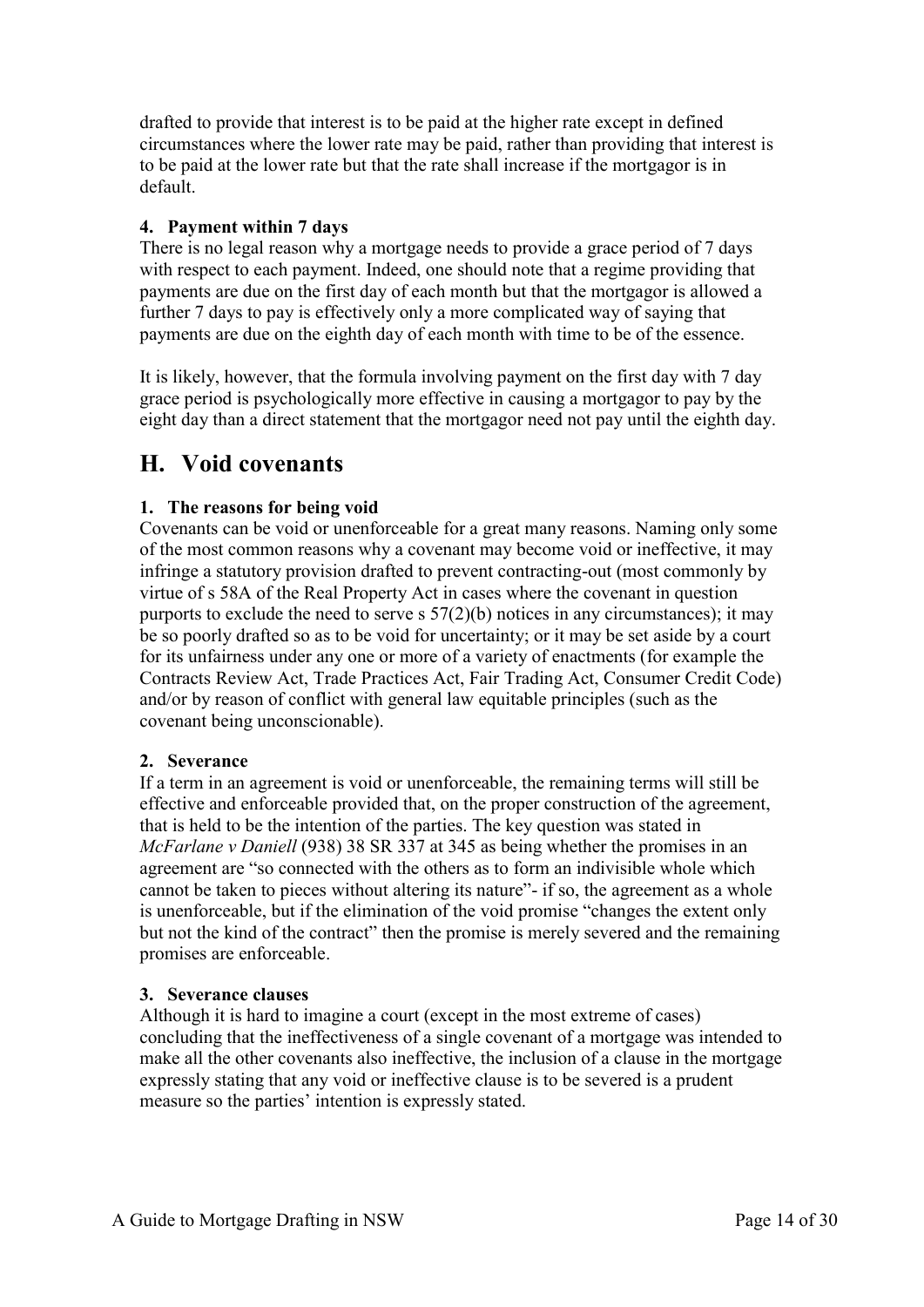drafted to provide that interest is to be paid at the higher rate except in defined circumstances where the lower rate may be paid, rather than providing that interest is to be paid at the lower rate but that the rate shall increase if the mortgagor is in default.

### 4. Payment within 7 days

There is no legal reason why a mortgage needs to provide a grace period of 7 days with respect to each payment. Indeed, one should note that a regime providing that payments are due on the first day of each month but that the mortgagor is allowed a further 7 days to pay is effectively only a more complicated way of saying that payments are due on the eighth day of each month with time to be of the essence.

It is likely, however, that the formula involving payment on the first day with 7 day grace period is psychologically more effective in causing a mortgagor to pay by the eight day than a direct statement that the mortgagor need not pay until the eighth day.

## H. Void covenants

### 1. The reasons for being void

Covenants can be void or unenforceable for a great many reasons. Naming only some of the most common reasons why a covenant may become void or ineffective, it may infringe a statutory provision drafted to prevent contracting-out (most commonly by virtue of s 58A of the Real Property Act in cases where the covenant in question purports to exclude the need to serve s 57(2)(b) notices in any circumstances); it may be so poorly drafted so as to be void for uncertainty; or it may be set aside by a court for its unfairness under any one or more of a variety of enactments (for example the Contracts Review Act, Trade Practices Act, Fair Trading Act, Consumer Credit Code) and/or by reason of conflict with general law equitable principles (such as the covenant being unconscionable).

### 2. Severance

If a term in an agreement is void or unenforceable, the remaining terms will still be effective and enforceable provided that, on the proper construction of the agreement, that is held to be the intention of the parties. The key question was stated in *McFarlane v Daniell* (938) 38 SR 337 at 345 as being whether the promises in an agreement are "so connected with the others as to form an indivisible whole which cannot be taken to pieces without altering its nature"- if so, the agreement as a whole is unenforceable, but if the elimination of the void promise "changes the extent only but not the kind of the contract" then the promise is merely severed and the remaining promises are enforceable.

### 3. Severance clauses

Although it is hard to imagine a court (except in the most extreme of cases) concluding that the ineffectiveness of a single covenant of a mortgage was intended to make all the other covenants also ineffective, the inclusion of a clause in the mortgage expressly stating that any void or ineffective clause is to be severed is a prudent measure so the parties' intention is expressly stated.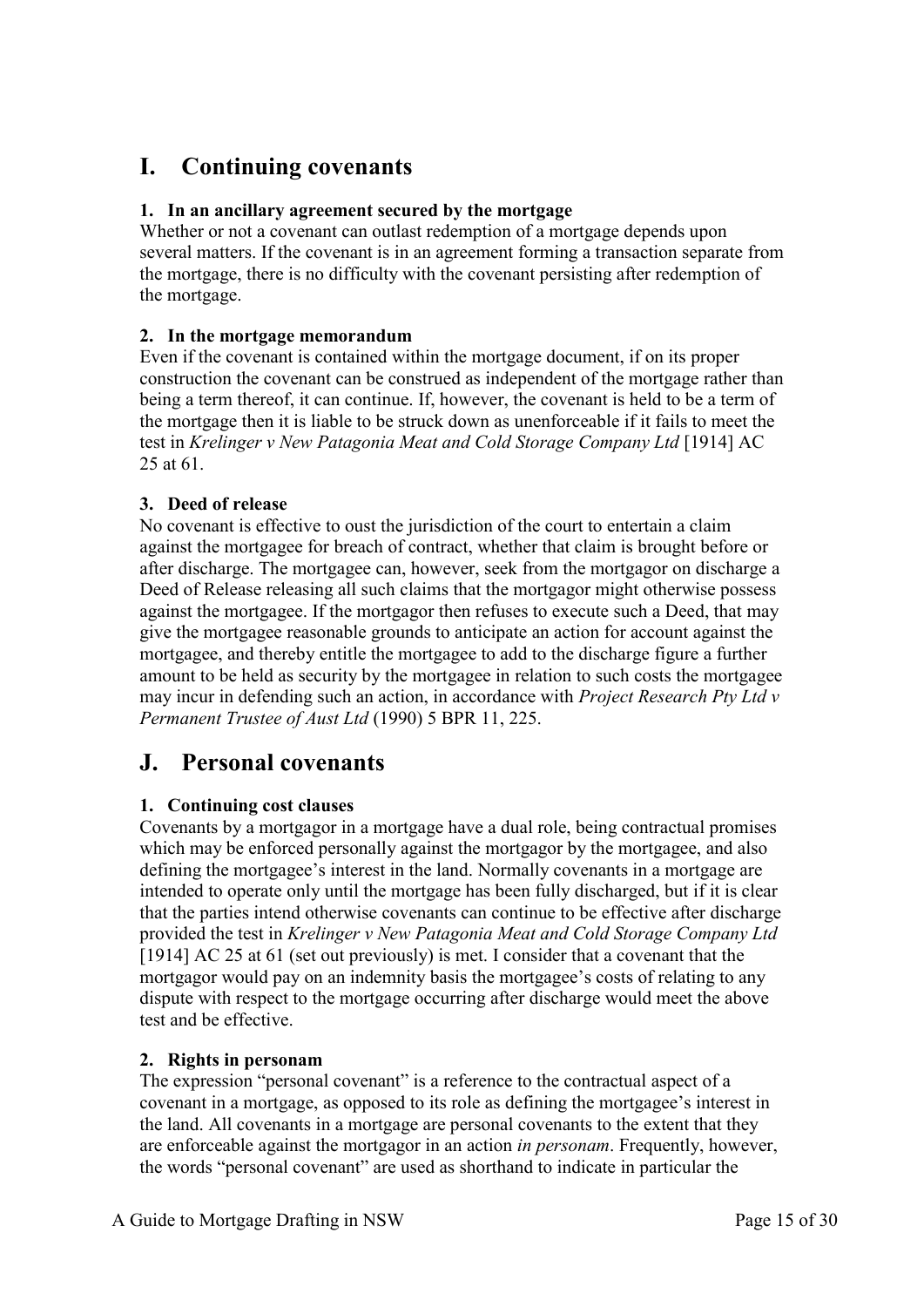## I. Continuing covenants

### 1. In an ancillary agreement secured by the mortgage

Whether or not a covenant can outlast redemption of a mortgage depends upon several matters. If the covenant is in an agreement forming a transaction separate from the mortgage, there is no difficulty with the covenant persisting after redemption of the mortgage.

### 2. In the mortgage memorandum

Even if the covenant is contained within the mortgage document, if on its proper construction the covenant can be construed as independent of the mortgage rather than being a term thereof, it can continue. If, however, the covenant is held to be a term of the mortgage then it is liable to be struck down as unenforceable if it fails to meet the test in *Krelinger v New Patagonia Meat and Cold Storage Company Ltd* [1914] AC 25 at 61.

### 3. Deed of release

No covenant is effective to oust the jurisdiction of the court to entertain a claim against the mortgagee for breach of contract, whether that claim is brought before or after discharge. The mortgagee can, however, seek from the mortgagor on discharge a Deed of Release releasing all such claims that the mortgagor might otherwise possess against the mortgagee. If the mortgagor then refuses to execute such a Deed, that may give the mortgagee reasonable grounds to anticipate an action for account against the mortgagee, and thereby entitle the mortgagee to add to the discharge figure a further amount to be held as security by the mortgagee in relation to such costs the mortgagee may incur in defending such an action, in accordance with *Project Research Pty Ltd v Permanent Trustee of Aust Ltd* (1990) 5 BPR 11, 225.

## J. Personal covenants

### 1. Continuing cost clauses

Covenants by a mortgagor in a mortgage have a dual role, being contractual promises which may be enforced personally against the mortgagor by the mortgagee, and also defining the mortgagee's interest in the land. Normally covenants in a mortgage are intended to operate only until the mortgage has been fully discharged, but if it is clear that the parties intend otherwise covenants can continue to be effective after discharge provided the test in *Krelinger v New Patagonia Meat and Cold Storage Company Ltd* [1914] AC 25 at 61 (set out previously) is met. I consider that a covenant that the mortgagor would pay on an indemnity basis the mortgagee's costs of relating to any dispute with respect to the mortgage occurring after discharge would meet the above test and be effective.

### 2. Rights in personam

The expression "personal covenant" is a reference to the contractual aspect of a covenant in a mortgage, as opposed to its role as defining the mortgagee's interest in the land. All covenants in a mortgage are personal covenants to the extent that they are enforceable against the mortgagor in an action *in personam*. Frequently, however, the words "personal covenant" are used as shorthand to indicate in particular the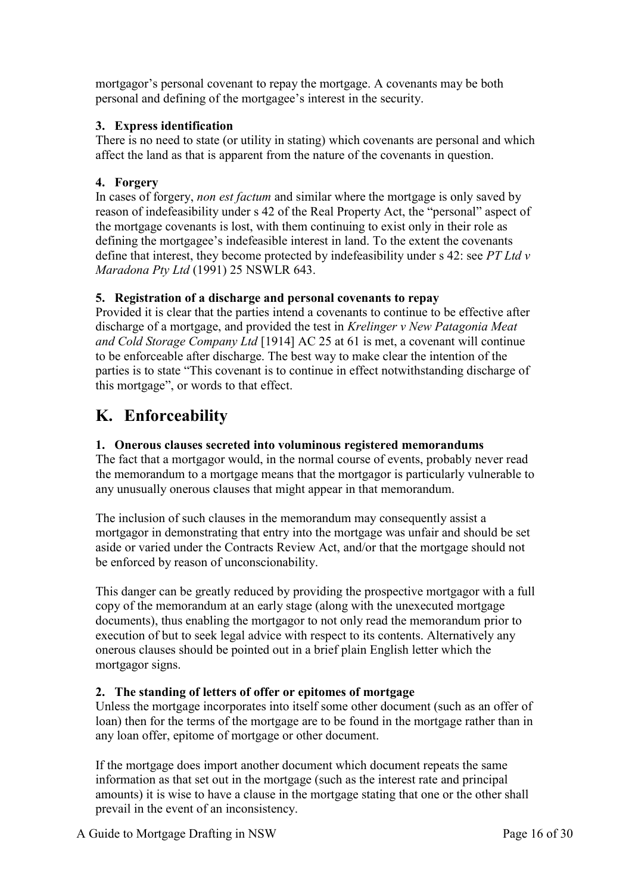mortgagor's personal covenant to repay the mortgage. A covenants may be both personal and defining of the mortgagee's interest in the security.

### 3. Express identification

There is no need to state (or utility in stating) which covenants are personal and which affect the land as that is apparent from the nature of the covenants in question.

### 4. Forgery

In cases of forgery, *non est factum* and similar where the mortgage is only saved by reason of indefeasibility under s 42 of the Real Property Act, the "personal" aspect of the mortgage covenants is lost, with them continuing to exist only in their role as defining the mortgagee's indefeasible interest in land. To the extent the covenants define that interest, they become protected by indefeasibility under s 42: see *PT Ltd v Maradona Pty Ltd* (1991) 25 NSWLR 643.

### 5. Registration of a discharge and personal covenants to repay

Provided it is clear that the parties intend a covenants to continue to be effective after discharge of a mortgage, and provided the test in *Krelinger v New Patagonia Meat and Cold Storage Company Ltd* [1914] AC 25 at 61 is met, a covenant will continue to be enforceable after discharge. The best way to make clear the intention of the parties is to state "This covenant is to continue in effect notwithstanding discharge of this mortgage", or words to that effect.

## K. Enforceability

### 1. Onerous clauses secreted into voluminous registered memorandums

The fact that a mortgagor would, in the normal course of events, probably never read the memorandum to a mortgage means that the mortgagor is particularly vulnerable to any unusually onerous clauses that might appear in that memorandum.

The inclusion of such clauses in the memorandum may consequently assist a mortgagor in demonstrating that entry into the mortgage was unfair and should be set aside or varied under the Contracts Review Act, and/or that the mortgage should not be enforced by reason of unconscionability.

This danger can be greatly reduced by providing the prospective mortgagor with a full copy of the memorandum at an early stage (along with the unexecuted mortgage documents), thus enabling the mortgagor to not only read the memorandum prior to execution of but to seek legal advice with respect to its contents. Alternatively any onerous clauses should be pointed out in a brief plain English letter which the mortgagor signs.

### 2. The standing of letters of offer or epitomes of mortgage

Unless the mortgage incorporates into itself some other document (such as an offer of loan) then for the terms of the mortgage are to be found in the mortgage rather than in any loan offer, epitome of mortgage or other document.

If the mortgage does import another document which document repeats the same information as that set out in the mortgage (such as the interest rate and principal amounts) it is wise to have a clause in the mortgage stating that one or the other shall prevail in the event of an inconsistency.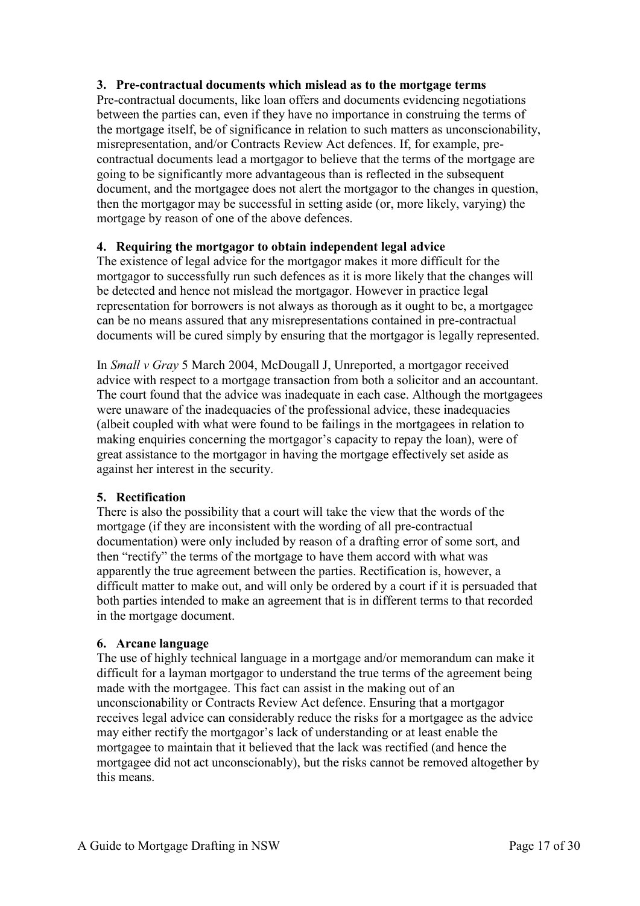### 3. Pre-contractual documents which mislead as to the mortgage terms

Pre-contractual documents, like loan offers and documents evidencing negotiations between the parties can, even if they have no importance in construing the terms of the mortgage itself, be of significance in relation to such matters as unconscionability, misrepresentation, and/or Contracts Review Act defences. If, for example, pre-contractual documents lead a mortgagor to believe that the terms of the mortgage are going to be significantly more advantageous than is reflected in the subsequent document, and the mortgagee does not alert the mortgagor to the changes in question, then the mortgagor may be successful in setting aside (or, more likely, varying) the mortgage by reason of one of the above defences.

### 4. Requiring the mortgagor to obtain independent legal advice

The existence of legal advice for the mortgagor makes it more difficult for the mortgagor to successfully run such defences as it is more likely that the changes will be detected and hence not mislead the mortgagor. However in practice legal representation for borrowers is not always as thorough as it ought to be, a mortgagee can be no means assured that any misrepresentations contained in pre-contractual documents will be cured simply by ensuring that the mortgagor is legally represented.

In *Small v Gray* 5 March 2004, McDougall J, Unreported, a mortgagor received advice with respect to a mortgage transaction from both a solicitor and an accountant. The court found that the advice was inadequate in each case. Although the mortgagees were unaware of the inadequacies of the professional advice, these inadequacies (albeit coupled with what were found to be failings in the mortgagees in relation to making enquiries concerning the mortgagor's capacity to repay the loan), were of great assistance to the mortgagor in having the mortgage effectively set aside as against her interest in the security.

### 5. Rectification

There is also the possibility that a court will take the view that the words of the mortgage (if they are inconsistent with the wording of all pre-contractual documentation) were only included by reason of a drafting error of some sort, and then "rectify" the terms of the mortgage to have them accord with what was apparently the true agreement between the parties. Rectification is, however, a difficult matter to make out, and will only be ordered by a court if it is persuaded that both parties intended to make an agreement that is in different terms to that recorded in the mortgage document.

### 6. Arcane language

The use of highly technical language in a mortgage and/or memorandum can make it difficult for a layman mortgagor to understand the true terms of the agreement being made with the mortgagee. This fact can assist in the making out of an unconscionability or Contracts Review Act defence. Ensuring that a mortgagor receives legal advice can considerably reduce the risks for a mortgagee as the advice may either rectify the mortgagor's lack of understanding or at least enable the mortgagee to maintain that it believed that the lack was rectified (and hence the mortgagee did not act unconscionably), but the risks cannot be removed altogether by this means.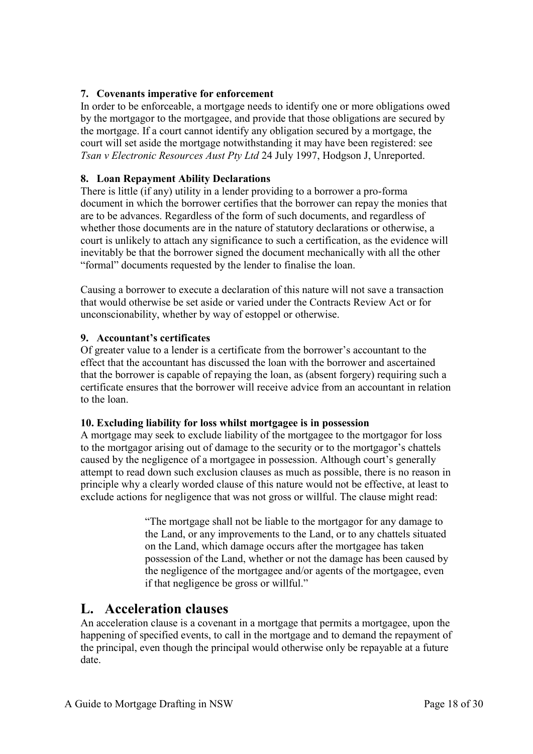### 7. Covenants imperative for enforcement

In order to be enforceable, a mortgage needs to identify one or more obligations owed by the mortgagor to the mortgagee, and provide that those obligations are secured by the mortgage. If a court cannot identify any obligation secured by a mortgage, the court will set aside the mortgage notwithstanding it may have been registered: see *Tsan v Electronic Resources Aust Pty Ltd* 24 July 1997, Hodgson J, Unreported.

### 8. Loan Repayment Ability Declarations

There is little (if any) utility in a lender providing to a borrower a pro-forma document in which the borrower certifies that the borrower can repay the monies that are to be advances. Regardless of the form of such documents, and regardless of whether those documents are in the nature of statutory declarations or otherwise, a court is unlikely to attach any significance to such a certification, as the evidence will inevitably be that the borrower signed the document mechanically with all the other "formal" documents requested by the lender to finalise the loan.

Causing a borrower to execute a declaration of this nature will not save a transaction that would otherwise be set aside or varied under the Contracts Review Act or for unconscionability, whether by way of estoppel or otherwise.

### 9. Accountant's certificates

Of greater value to a lender is a certificate from the borrower's accountant to the effect that the accountant has discussed the loan with the borrower and ascertained that the borrower is capable of repaying the loan, as (absent forgery) requiring such a certificate ensures that the borrower will receive advice from an accountant in relation to the loan.

### 10. Excluding liability for loss whilst mortgagee is in possession

A mortgage may seek to exclude liability of the mortgagee to the mortgagor for loss to the mortgagor arising out of damage to the security or to the mortgagor's chattels caused by the negligence of a mortgagee in possession. Although court's generally attempt to read down such exclusion clauses as much as possible, there is no reason in principle why a clearly worded clause of this nature would not be effective, at least to exclude actions for negligence that was not gross or willful. The clause might read:

> "The mortgage shall not be liable to the mortgagor for any damage to the Land, or any improvements to the Land, or to any chattels situated on the Land, which damage occurs after the mortgagee has taken possession of the Land, whether or not the damage has been caused by the negligence of the mortgagee and/or agents of the mortgagee, even if that negligence be gross or willful."

## L. Acceleration clauses

An acceleration clause is a covenant in a mortgage that permits a mortgagee, upon the happening of specified events, to call in the mortgage and to demand the repayment of the principal, even though the principal would otherwise only be repayable at a future date.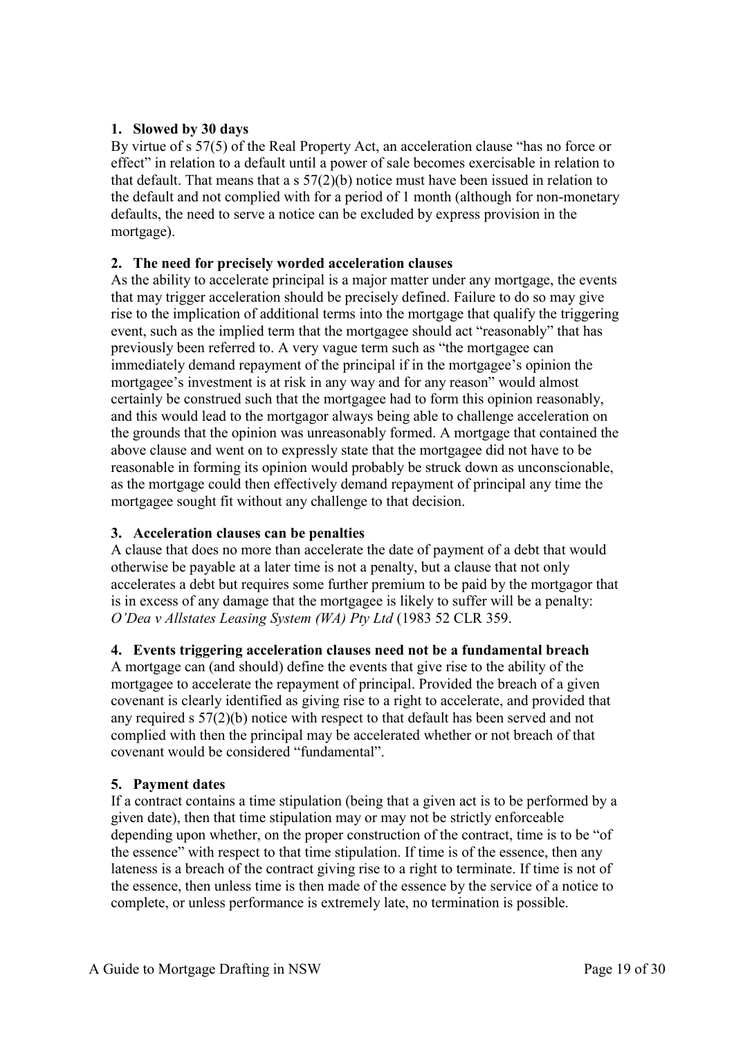**1. Slowed by 30 days**

By virtue of s 57(5) of the Real Property Act, an acceleration clause "has no force or effect" in relation to a default until a power of sale becomes exercisable in relation to that default. That means that a s 57(2)(b) notice must have been issued in relation to the default and not complied with for a period of 1 month (although for non-monetary defaults, the need to serve a notice can be excluded by express provision in the mortgage).

**2. The need for precisely worded acceleration clauses**

As the ability to accelerate principal is a major matter under any mortgage, the events that may trigger acceleration should be precisely defined. Failure to do so may give rise to the implication of additional terms into the mortgage that qualify the triggering event, such as the implied term that the mortgagee should act "reasonably" that has previously been referred to. A very vague term such as "the mortgagee can immediately demand repayment of the principal if in the mortgagee's opinion the mortgagee's investment is at risk in any way and for any reason" would almost certainly be construed such that the mortgagee had to form this opinion reasonably, and this would lead to the mortgagor always being able to challenge acceleration on the grounds that the opinion was unreasonably formed. A mortgage that contained the above clause and went on to expressly state that the mortgagee did not have to be reasonable in forming its opinion would probably be struck down as unconscionable, as the mortgage could then effectively demand repayment of principal any time the mortgagee sought fit without any challenge to that decision.

**3. Acceleration clauses can be penalties**

A clause that does no more than accelerate the date of payment of a debt that would otherwise be payable at a later time is not a penalty, but a clause that not only accelerates a debt but requires some further premium to be paid by the mortgagor that is in excess of any damage that the mortgagee is likely to suffer will be a penalty: *O'Dea v Allstates Leasing System (WA) Pty Ltd* (1983 52 CLR 359.

**4. Events triggering acceleration clauses need not be a fundamental breach**

A mortgage can (and should) define the events that give rise to the ability of the mortgagee to accelerate the repayment of principal. Provided the breach of a given covenant is clearly identified as giving rise to a right to accelerate, and provided that any required s 57(2)(b) notice with respect to that default has been served and not complied with then the principal may be accelerated whether or not breach of that covenant would be considered "fundamental".

**5. Payment dates**

If a contract contains a time stipulation (being that a given act is to be performed by a given date), then that time stipulation may or may not be strictly enforceable depending upon whether, on the proper construction of the contract, time is to be "of the essence" with respect to that time stipulation. If time is of the essence, then any lateness is a breach of the contract giving rise to a right to terminate. If time is not of the essence, then unless time is then made of the essence by the service of a notice to complete, or unless performance is extremely late, no termination is possible.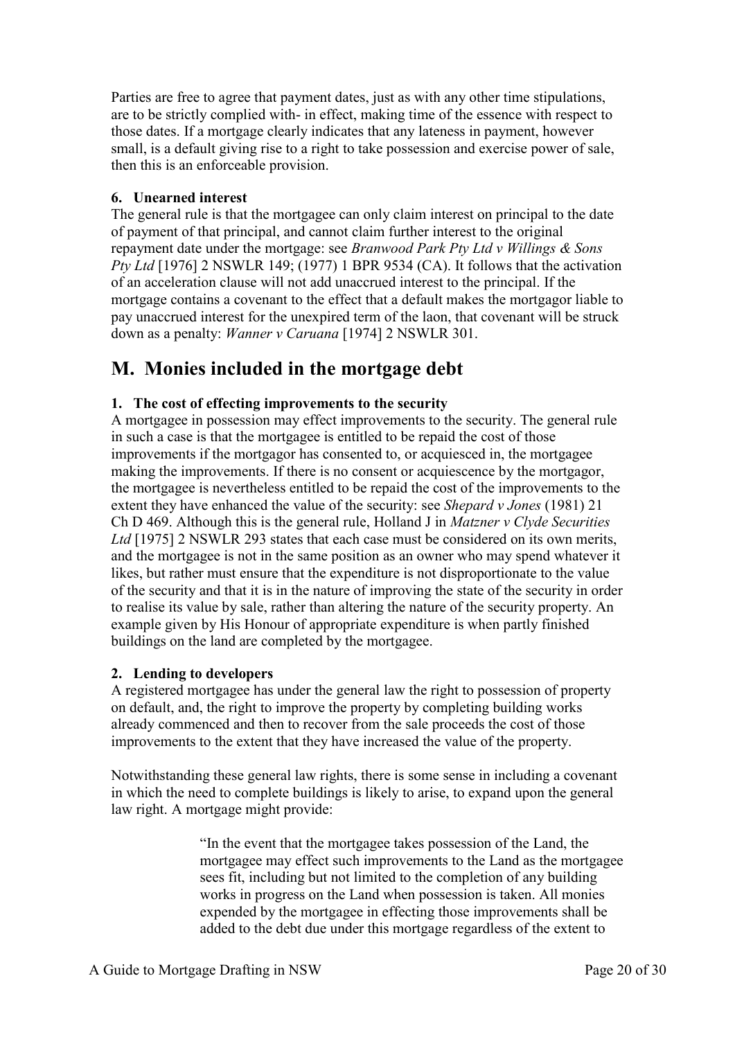Parties are free to agree that payment dates, just as with any other time stipulations, are to be strictly complied with- in effect, making time of the essence with respect to those dates. If a mortgage clearly indicates that any lateness in payment, however small, is a default giving rise to a right to take possession and exercise power of sale, then this is an enforceable provision.

### 6. Unearned interest

The general rule is that the mortgagee can only claim interest on principal to the date of payment of that principal, and cannot claim further interest to the original repayment date under the mortgage: see *Branwood Park Pty Ltd v Willings & Sons Pty Ltd* [1976] 2 NSWLR 149; (1977) 1 BPR 9534 (CA). It follows that the activation of an acceleration clause will not add unaccrued interest to the principal. If the mortgage contains a covenant to the effect that a default makes the mortgagor liable to pay unaccrued interest for the unexpired term of the laon, that covenant will be struck down as a penalty: *Wanner v Caruana* [1974] 2 NSWLR 301.

## M. Monies included in the mortgage debt

### 1. The cost of effecting improvements to the security

A mortgagee in possession may effect improvements to the security. The general rule in such a case is that the mortgagee is entitled to be repaid the cost of those improvements if the mortgagor has consented to, or acquiesced in, the mortgagee making the improvements. If there is no consent or acquiescence by the mortgagor, the mortgagee is nevertheless entitled to be repaid the cost of the improvements to the extent they have enhanced the value of the security: see *Shepard v Jones* (1981) 21 Ch D 469. Although this is the general rule, Holland J in *Matzner v Clyde Securities Ltd* [1975] 2 NSWLR 293 states that each case must be considered on its own merits, and the mortgagee is not in the same position as an owner who may spend whatever it likes, but rather must ensure that the expenditure is not disproportionate to the value of the security and that it is in the nature of improving the state of the security in order to realise its value by sale, rather than altering the nature of the security property. An example given by His Honour of appropriate expenditure is when partly finished buildings on the land are completed by the mortgagee.

### 2. Lending to developers

A registered mortgagee has under the general law the right to possession of property on default, and, the right to improve the property by completing building works already commenced and then to recover from the sale proceeds the cost of those improvements to the extent that they have increased the value of the property.

Notwithstanding these general law rights, there is some sense in including a covenant in which the need to complete buildings is likely to arise, to expand upon the general law right. A mortgage might provide:

> "In the event that the mortgagee takes possession of the Land, the mortgagee may effect such improvements to the Land as the mortgagee sees fit, including but not limited to the completion of any building works in progress on the Land when possession is taken. All monies expended by the mortgagee in effecting those improvements shall be added to the debt due under this mortgage regardless of the extent to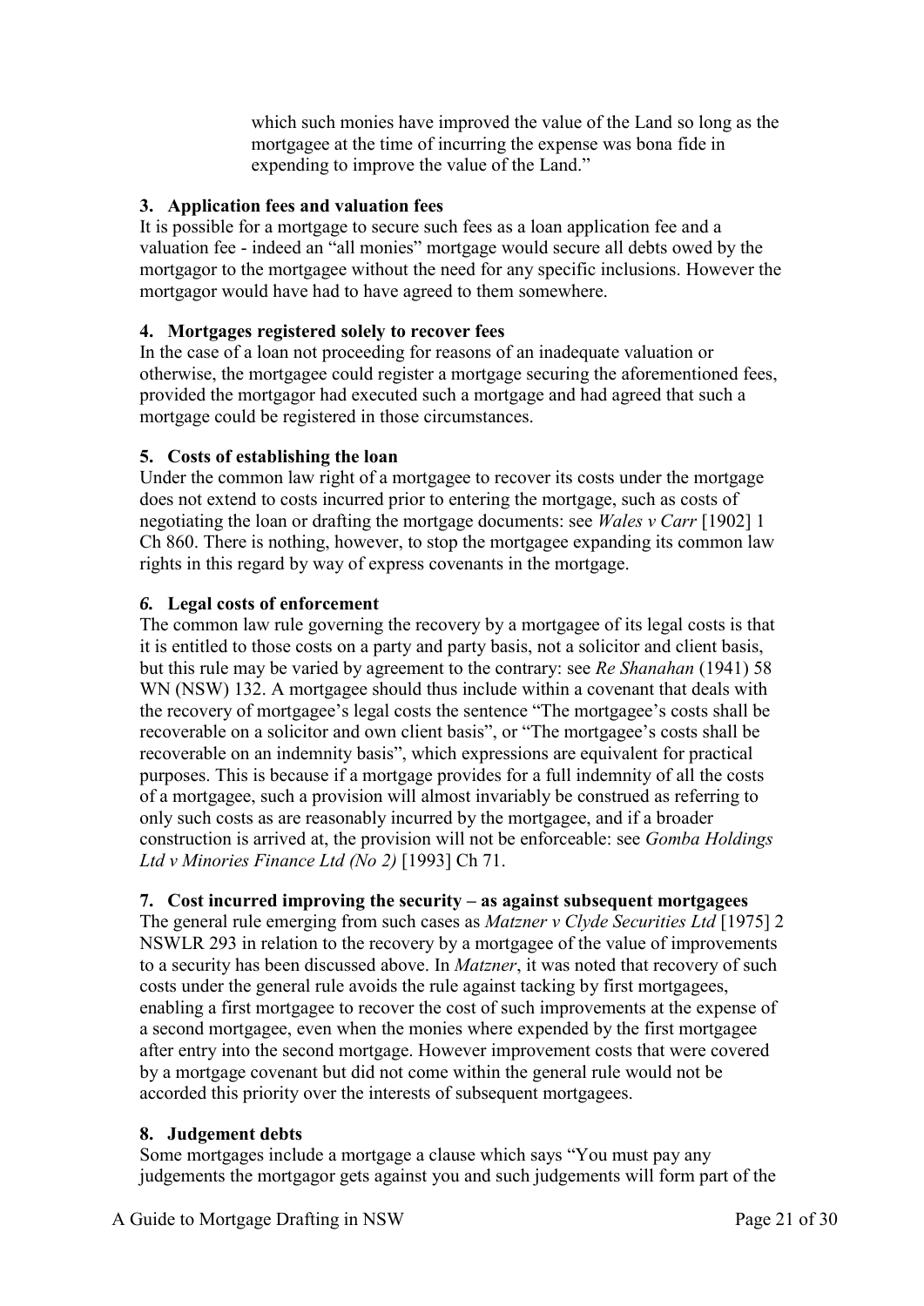which such monies have improved the value of the Land so long as the mortgagee at the time of incurring the expense was bona fide in expending to improve the value of the Land."

### 3. Application fees and valuation fees

It is possible for a mortgage to secure such fees as a loan application fee and a valuation fee - indeed an "all monies" mortgage would secure all debts owed by the mortgagor to the mortgagee without the need for any specific inclusions. However the mortgagor would have had to have agreed to them somewhere.

### 4. Mortgages registered solely to recover fees

In the case of a loan not proceeding for reasons of an inadequate valuation or otherwise, the mortgagee could register a mortgage securing the aforementioned fees, provided the mortgagor had executed such a mortgage and had agreed that such a mortgage could be registered in those circumstances.

### 5. Costs of establishing the loan

Under the common law right of a mortgagee to recover its costs under the mortgage does not extend to costs incurred prior to entering the mortgage, such as costs of negotiating the loan or drafting the mortgage documents: see *Wales v Carr* [1902] 1 Ch 860. There is nothing, however, to stop the mortgagee expanding its common law rights in this regard by way of express covenants in the mortgage.

### *6.* Legal costs of enforcement

The common law rule governing the recovery by a mortgagee of its legal costs is that it is entitled to those costs on a party and party basis, not a solicitor and client basis, but this rule may be varied by agreement to the contrary: see *Re Shanahan* (1941) 58 WN (NSW) 132. A mortgagee should thus include within a covenant that deals with the recovery of mortgagee's legal costs the sentence "The mortgagee's costs shall be recoverable on a solicitor and own client basis", or "The mortgagee's costs shall be recoverable on an indemnity basis", which expressions are equivalent for practical purposes. This is because if a mortgage provides for a full indemnity of all the costs of a mortgagee, such a provision will almost invariably be construed as referring to only such costs as are reasonably incurred by the mortgagee, and if a broader construction is arrived at, the provision will not be enforceable: see *Gomba Holdings Ltd v Minories Finance Ltd (No 2)* [1993] Ch 71.

### 7. Cost incurred improving the security – as against subsequent mortgagees

The general rule emerging from such cases as *Matzner v Clyde Securities Ltd* [1975] 2 NSWLR 293 in relation to the recovery by a mortgagee of the value of improvements to a security has been discussed above. In *Matzner*, it was noted that recovery of such costs under the general rule avoids the rule against tacking by first mortgagees, enabling a first mortgagee to recover the cost of such improvements at the expense of a second mortgagee, even when the monies where expended by the first mortgagee after entry into the second mortgage. However improvement costs that were covered by a mortgage covenant but did not come within the general rule would not be accorded this priority over the interests of subsequent mortgagees.

### 8. Judgement debts

Some mortgages include a mortgage a clause which says "You must pay any judgements the mortgagor gets against you and such judgements will form part of the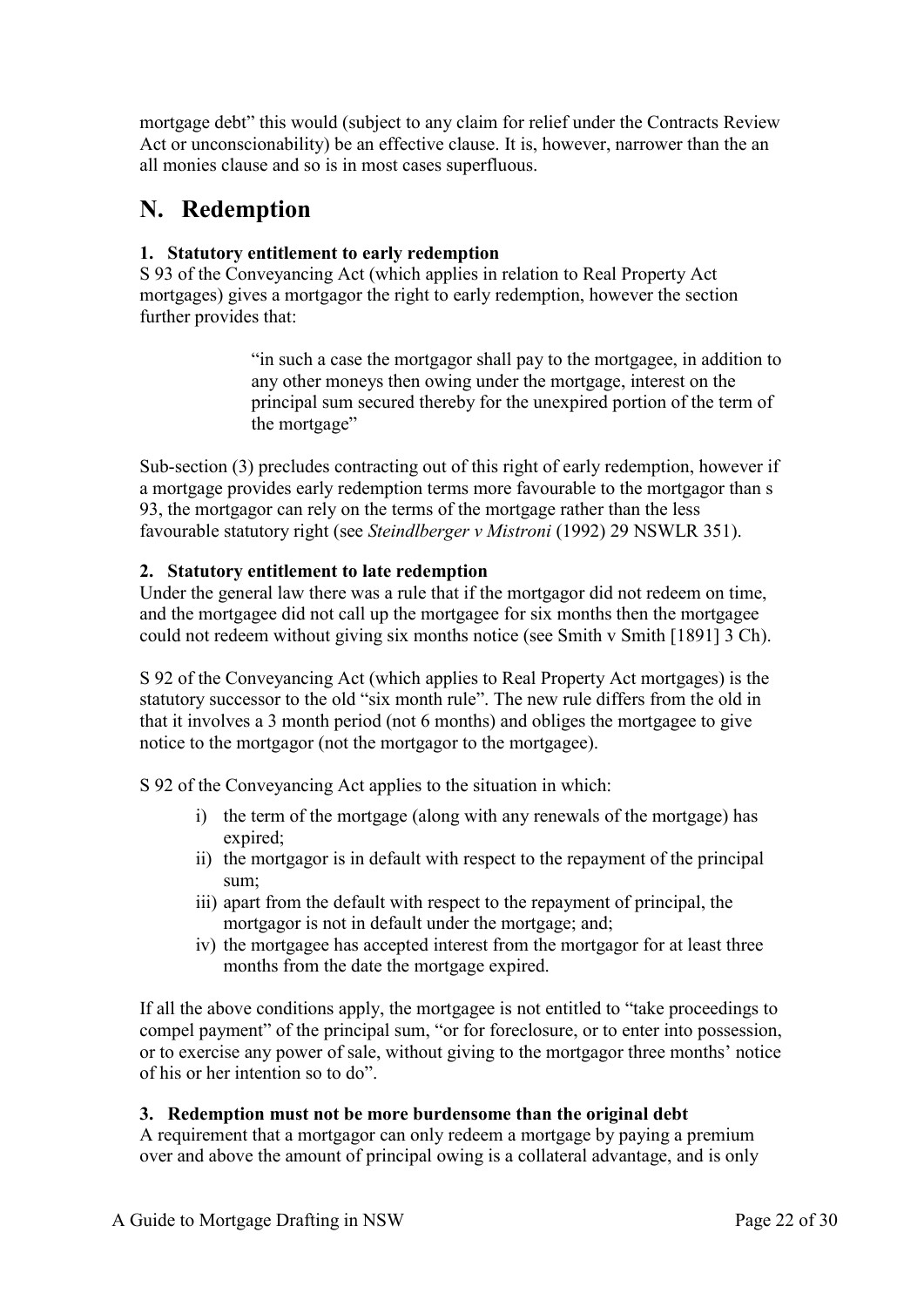mortgage debt" this would (subject to any claim for relief under the Contracts Review Act or unconscionability) be an effective clause. It is, however, narrower than the an all monies clause and so is in most cases superfluous.

## N. Redemption

### 1. Statutory entitlement to early redemption

S 93 of the Conveyancing Act (which applies in relation to Real Property Act mortgages) gives a mortgagor the right to early redemption, however the section further provides that:

> "in such a case the mortgagor shall pay to the mortgagee, in addition to any other moneys then owing under the mortgage, interest on the principal sum secured thereby for the unexpired portion of the term of the mortgage"

Sub-section (3) precludes contracting out of this right of early redemption, however if a mortgage provides early redemption terms more favourable to the mortgagor than s 93, the mortgagor can rely on the terms of the mortgage rather than the less favourable statutory right (see *Steindlberger v Mistroni* (1992) 29 NSWLR 351).

### 2. Statutory entitlement to late redemption

Under the general law there was a rule that if the mortgagor did not redeem on time, and the mortgagee did not call up the mortgagee for six months then the mortgagee could not redeem without giving six months notice (see Smith v Smith [1891] 3 Ch).

S 92 of the Conveyancing Act (which applies to Real Property Act mortgages) is the statutory successor to the old "six month rule". The new rule differs from the old in that it involves a 3 month period (not 6 months) and obliges the mortgagee to give notice to the mortgagor (not the mortgagor to the mortgagee).

S 92 of the Conveyancing Act applies to the situation in which:

i) the term of the mortgage (along with any renewals of the mortgage) has expired;
ii) the mortgagor is in default with respect to the repayment of the principal sum;
iii) apart from the default with respect to the repayment of principal, the mortgagor is not in default under the mortgage; and;
iv) the mortgagee has accepted interest from the mortgagor for at least three months from the date the mortgage expired.

If all the above conditions apply, the mortgagee is not entitled to "take proceedings to compel payment" of the principal sum, "or for foreclosure, or to enter into possession, or to exercise any power of sale, without giving to the mortgagor three months' notice of his or her intention so to do".

### 3. Redemption must not be more burdensome than the original debt

A requirement that a mortgagor can only redeem a mortgage by paying a premium over and above the amount of principal owing is a collateral advantage, and is only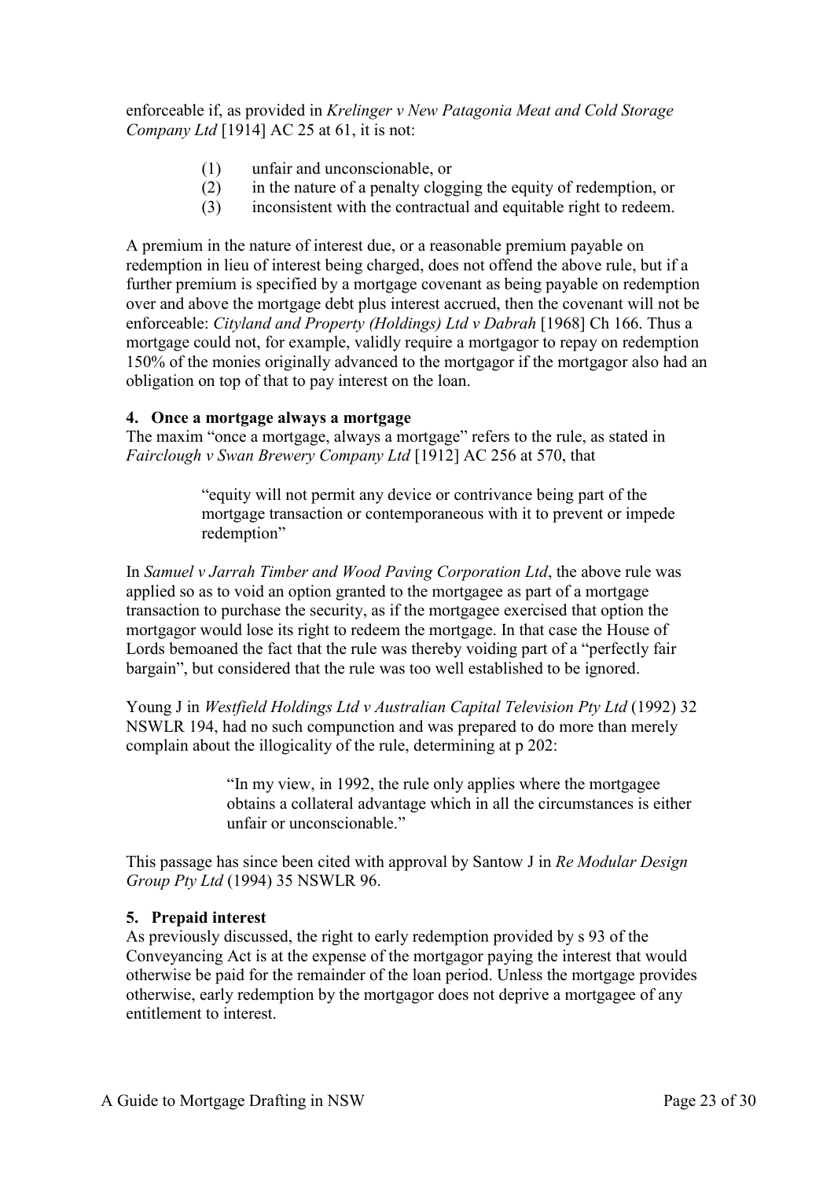enforceable if, as provided in *Krelinger v New Patagonia Meat and Cold Storage Company Ltd* [1914] AC 25 at 61, it is not:

(1) unfair and unconscionable, or
(2) in the nature of a penalty clogging the equity of redemption, or
(3) inconsistent with the contractual and equitable right to redeem.

A premium in the nature of interest due, or a reasonable premium payable on redemption in lieu of interest being charged, does not offend the above rule, but if a further premium is specified by a mortgage covenant as being payable on redemption over and above the mortgage debt plus interest accrued, then the covenant will not be enforceable: *Cityland and Property (Holdings) Ltd v Dabrah* [1968] Ch 166. Thus a mortgage could not, for example, validly require a mortgagor to repay on redemption 150% of the monies originally advanced to the mortgagor if the mortgagor also had an obligation on top of that to pay interest on the loan.

**4. Once a mortgage always a mortgage**

The maxim "once a mortgage, always a mortgage" refers to the rule, as stated in *Fairclough v Swan Brewery Company Ltd* [1912] AC 256 at 570, that

> "equity will not permit any device or contrivance being part of the mortgage transaction or contemporaneous with it to prevent or impede redemption"

In *Samuel v Jarrah Timber and Wood Paving Corporation Ltd*, the above rule was applied so as to void an option granted to the mortgagee as part of a mortgage transaction to purchase the security, as if the mortgagee exercised that option the mortgagor would lose its right to redeem the mortgage. In that case the House of Lords bemoaned the fact that the rule was thereby voiding part of a "perfectly fair bargain", but considered that the rule was too well established to be ignored.

Young J in *Westfield Holdings Ltd v Australian Capital Television Pty Ltd* (1992) 32 NSWLR 194, had no such compunction and was prepared to do more than merely complain about the illogicality of the rule, determining at p 202:

> "In my view, in 1992, the rule only applies where the mortgagee obtains a collateral advantage which in all the circumstances is either unfair or unconscionable."

This passage has since been cited with approval by Santow J in *Re Modular Design Group Pty Ltd* (1994) 35 NSWLR 96.

**5. Prepaid interest**

As previously discussed, the right to early redemption provided by s 93 of the Conveyancing Act is at the expense of the mortgagor paying the interest that would otherwise be paid for the remainder of the loan period. Unless the mortgage provides otherwise, early redemption by the mortgagor does not deprive a mortgagee of any entitlement to interest.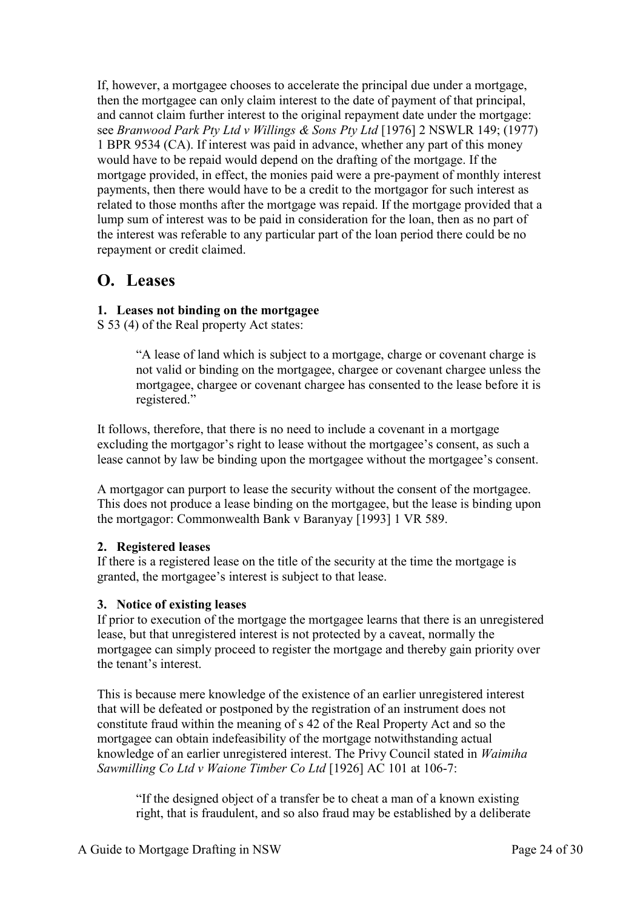If, however, a mortgagee chooses to accelerate the principal due under a mortgage, then the mortgagee can only claim interest to the date of payment of that principal, and cannot claim further interest to the original repayment date under the mortgage: see *Branwood Park Pty Ltd v Willings & Sons Pty Ltd* [1976] 2 NSWLR 149; (1977) 1 BPR 9534 (CA). If interest was paid in advance, whether any part of this money would have to be repaid would depend on the drafting of the mortgage. If the mortgage provided, in effect, the monies paid were a pre-payment of monthly interest payments, then there would have to be a credit to the mortgagor for such interest as related to those months after the mortgage was repaid. If the mortgage provided that a lump sum of interest was to be paid in consideration for the loan, then as no part of the interest was referable to any particular part of the loan period there could be no repayment or credit claimed.

## O. Leases

### 1. Leases not binding on the mortgagee

S 53 (4) of the Real property Act states:

> "A lease of land which is subject to a mortgage, charge or covenant charge is not valid or binding on the mortgagee, chargee or covenant chargee unless the mortgagee, chargee or covenant chargee has consented to the lease before it is registered."

It follows, therefore, that there is no need to include a covenant in a mortgage excluding the mortgagor's right to lease without the mortgagee's consent, as such a lease cannot by law be binding upon the mortgagee without the mortgagee's consent.

A mortgagor can purport to lease the security without the consent of the mortgagee. This does not produce a lease binding on the mortgagee, but the lease is binding upon the mortgagor: Commonwealth Bank v Baranyay [1993] 1 VR 589.

### 2. Registered leases

If there is a registered lease on the title of the security at the time the mortgage is granted, the mortgagee's interest is subject to that lease.

### 3. Notice of existing leases

If prior to execution of the mortgage the mortgagee learns that there is an unregistered lease, but that unregistered interest is not protected by a caveat, normally the mortgagee can simply proceed to register the mortgage and thereby gain priority over the tenant's interest.

This is because mere knowledge of the existence of an earlier unregistered interest that will be defeated or postponed by the registration of an instrument does not constitute fraud within the meaning of s 42 of the Real Property Act and so the mortgagee can obtain indefeasibility of the mortgage notwithstanding actual knowledge of an earlier unregistered interest. The Privy Council stated in *Waimiha Sawmilling Co Ltd v Waione Timber Co Ltd* [1926] AC 101 at 106-7:

> "If the designed object of a transfer be to cheat a man of a known existing right, that is fraudulent, and so also fraud may be established by a deliberate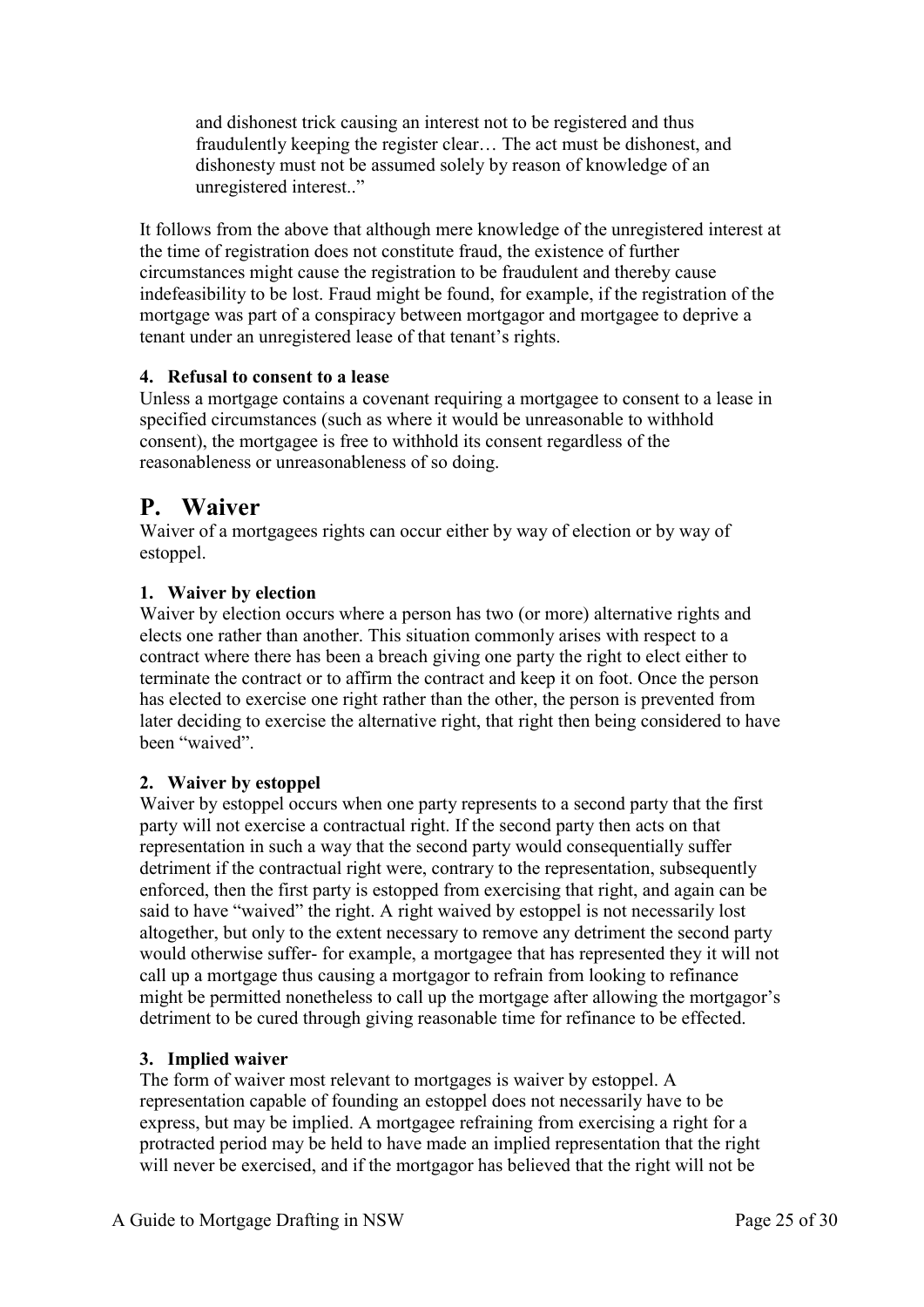> and dishonest trick causing an interest not to be registered and thus fraudulently keeping the register clear… The act must be dishonest, and dishonesty must not be assumed solely by reason of knowledge of an unregistered interest.."

It follows from the above that although mere knowledge of the unregistered interest at the time of registration does not constitute fraud, the existence of further circumstances might cause the registration to be fraudulent and thereby cause indefeasibility to be lost. Fraud might be found, for example, if the registration of the mortgage was part of a conspiracy between mortgagor and mortgagee to deprive a tenant under an unregistered lease of that tenant's rights.

### 4. Refusal to consent to a lease

Unless a mortgage contains a covenant requiring a mortgagee to consent to a lease in specified circumstances (such as where it would be unreasonable to withhold consent), the mortgagee is free to withhold its consent regardless of the reasonableness or unreasonableness of so doing.

## P. Waiver

Waiver of a mortgagees rights can occur either by way of election or by way of estoppel.

### 1. Waiver by election

Waiver by election occurs where a person has two (or more) alternative rights and elects one rather than another. This situation commonly arises with respect to a contract where there has been a breach giving one party the right to elect either to terminate the contract or to affirm the contract and keep it on foot. Once the person has elected to exercise one right rather than the other, the person is prevented from later deciding to exercise the alternative right, that right then being considered to have been "waived".

### 2. Waiver by estoppel

Waiver by estoppel occurs when one party represents to a second party that the first party will not exercise a contractual right. If the second party then acts on that representation in such a way that the second party would consequentially suffer detriment if the contractual right were, contrary to the representation, subsequently enforced, then the first party is estopped from exercising that right, and again can be said to have "waived" the right. A right waived by estoppel is not necessarily lost altogether, but only to the extent necessary to remove any detriment the second party would otherwise suffer- for example, a mortgagee that has represented they it will not call up a mortgage thus causing a mortgagor to refrain from looking to refinance might be permitted nonetheless to call up the mortgage after allowing the mortgagor's detriment to be cured through giving reasonable time for refinance to be effected.

### 3. Implied waiver

The form of waiver most relevant to mortgages is waiver by estoppel. A representation capable of founding an estoppel does not necessarily have to be express, but may be implied. A mortgagee refraining from exercising a right for a protracted period may be held to have made an implied representation that the right will never be exercised, and if the mortgagor has believed that the right will not be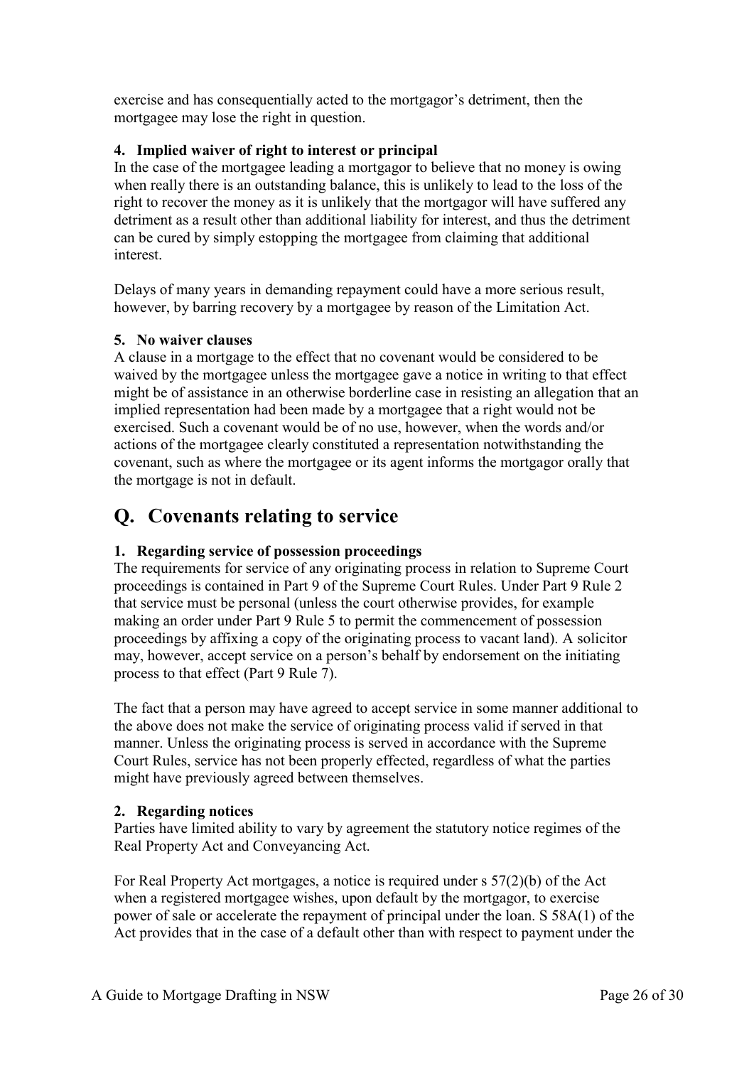exercise and has consequentially acted to the mortgagor's detriment, then the mortgagee may lose the right in question.

### 4. Implied waiver of right to interest or principal

In the case of the mortgagee leading a mortgagor to believe that no money is owing when really there is an outstanding balance, this is unlikely to lead to the loss of the right to recover the money as it is unlikely that the mortgagor will have suffered any detriment as a result other than additional liability for interest, and thus the detriment can be cured by simply estopping the mortgagee from claiming that additional interest.

Delays of many years in demanding repayment could have a more serious result, however, by barring recovery by a mortgagee by reason of the Limitation Act.

### 5. No waiver clauses

A clause in a mortgage to the effect that no covenant would be considered to be waived by the mortgagee unless the mortgagee gave a notice in writing to that effect might be of assistance in an otherwise borderline case in resisting an allegation that an implied representation had been made by a mortgagee that a right would not be exercised. Such a covenant would be of no use, however, when the words and/or actions of the mortgagee clearly constituted a representation notwithstanding the covenant, such as where the mortgagee or its agent informs the mortgagor orally that the mortgage is not in default.

## Q. Covenants relating to service

### 1. Regarding service of possession proceedings

The requirements for service of any originating process in relation to Supreme Court proceedings is contained in Part 9 of the Supreme Court Rules. Under Part 9 Rule 2 that service must be personal (unless the court otherwise provides, for example making an order under Part 9 Rule 5 to permit the commencement of possession proceedings by affixing a copy of the originating process to vacant land). A solicitor may, however, accept service on a person's behalf by endorsement on the initiating process to that effect (Part 9 Rule 7).

The fact that a person may have agreed to accept service in some manner additional to the above does not make the service of originating process valid if served in that manner. Unless the originating process is served in accordance with the Supreme Court Rules, service has not been properly effected, regardless of what the parties might have previously agreed between themselves.

### 2. Regarding notices

Parties have limited ability to vary by agreement the statutory notice regimes of the Real Property Act and Conveyancing Act.

For Real Property Act mortgages, a notice is required under s 57(2)(b) of the Act when a registered mortgagee wishes, upon default by the mortgagor, to exercise power of sale or accelerate the repayment of principal under the loan. S 58A(1) of the Act provides that in the case of a default other than with respect to payment under the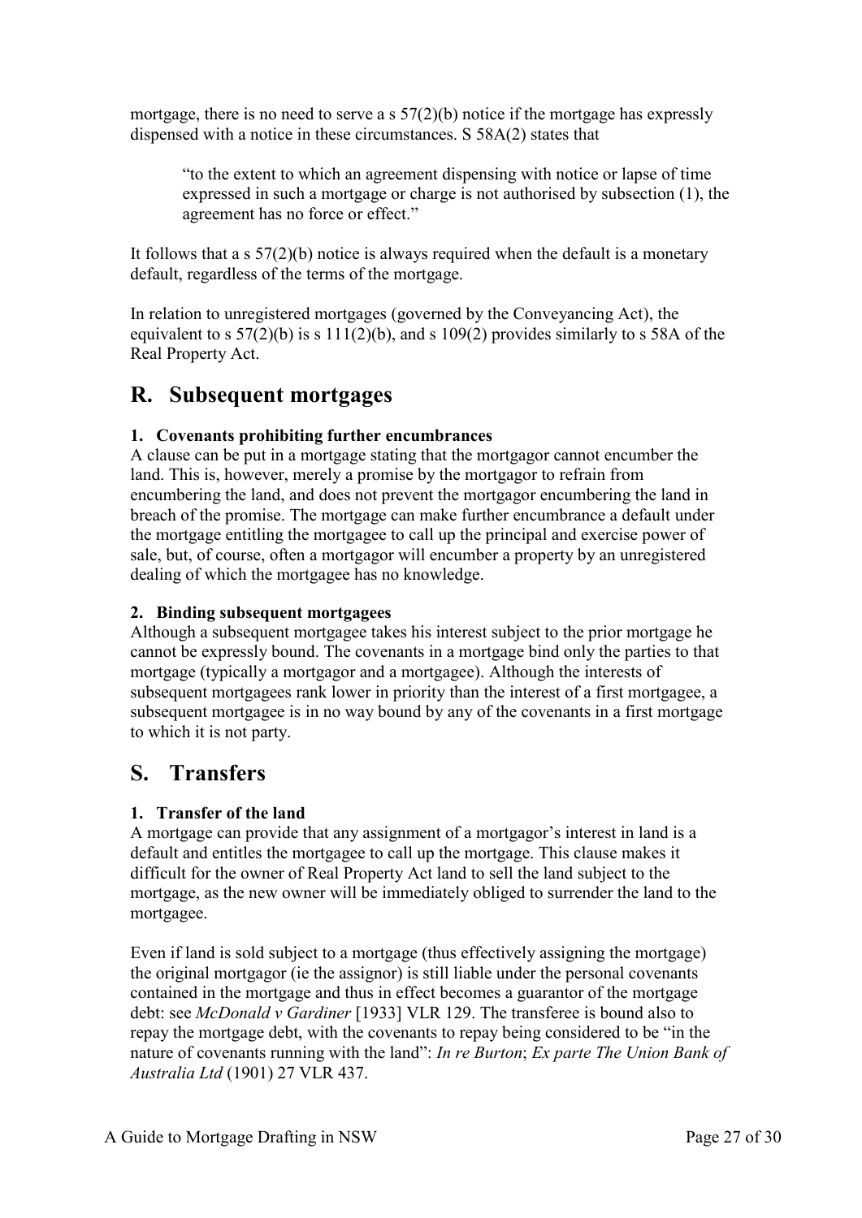mortgage, there is no need to serve a s 57(2)(b) notice if the mortgage has expressly dispensed with a notice in these circumstances. S 58A(2) states that

> "to the extent to which an agreement dispensing with notice or lapse of time expressed in such a mortgage or charge is not authorised by subsection (1), the agreement has no force or effect."

It follows that a s 57(2)(b) notice is always required when the default is a monetary default, regardless of the terms of the mortgage.

In relation to unregistered mortgages (governed by the Conveyancing Act), the equivalent to s 57(2)(b) is s 111(2)(b), and s 109(2) provides similarly to s 58A of the Real Property Act.

## R. Subsequent mortgages

### 1. Covenants prohibiting further encumbrances

A clause can be put in a mortgage stating that the mortgagor cannot encumber the land. This is, however, merely a promise by the mortgagor to refrain from encumbering the land, and does not prevent the mortgagor encumbering the land in breach of the promise. The mortgage can make further encumbrance a default under the mortgage entitling the mortgagee to call up the principal and exercise power of sale, but, of course, often a mortgagor will encumber a property by an unregistered dealing of which the mortgagee has no knowledge.

### 2. Binding subsequent mortgagees

Although a subsequent mortgagee takes his interest subject to the prior mortgage he cannot be expressly bound. The covenants in a mortgage bind only the parties to that mortgage (typically a mortgagor and a mortgagee). Although the interests of subsequent mortgagees rank lower in priority than the interest of a first mortgagee, a subsequent mortgagee is in no way bound by any of the covenants in a first mortgage to which it is not party.

## S. Transfers

### 1. Transfer of the land

A mortgage can provide that any assignment of a mortgagor's interest in land is a default and entitles the mortgagee to call up the mortgage. This clause makes it difficult for the owner of Real Property Act land to sell the land subject to the mortgage, as the new owner will be immediately obliged to surrender the land to the mortgagee.

Even if land is sold subject to a mortgage (thus effectively assigning the mortgage) the original mortgagor (ie the assignor) is still liable under the personal covenants contained in the mortgage and thus in effect becomes a guarantor of the mortgage debt: see *McDonald v Gardiner* [1933] VLR 129. The transferee is bound also to repay the mortgage debt, with the covenants to repay being considered to be "in the nature of covenants running with the land": *In re Burton*; *Ex parte The Union Bank of Australia Ltd* (1901) 27 VLR 437.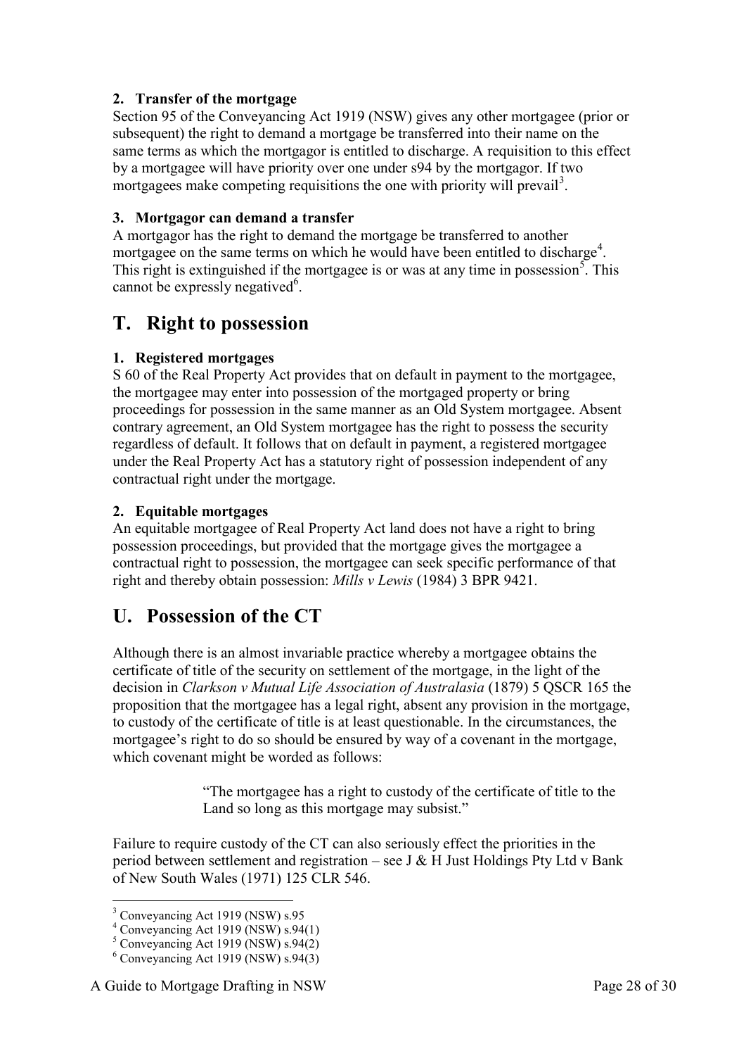### 2. Transfer of the mortgage

Section 95 of the Conveyancing Act 1919 (NSW) gives any other mortgagee (prior or subsequent) the right to demand a mortgage be transferred into their name on the same terms as which the mortgagor is entitled to discharge. A requisition to this effect by a mortgagee will have priority over one under s94 by the mortgagor. If two mortgagees make competing requisitions the one with priority will prevail[3].

### 3. Mortgagor can demand a transfer

A mortgagor has the right to demand the mortgage be transferred to another mortgagee on the same terms on which he would have been entitled to discharge[4]. This right is extinguished if the mortgagee is or was at any time in possession[5]. This cannot be expressly negatived[6].

## T. Right to possession

### 1. Registered mortgages

S 60 of the Real Property Act provides that on default in payment to the mortgagee, the mortgagee may enter into possession of the mortgaged property or bring proceedings for possession in the same manner as an Old System mortgagee. Absent contrary agreement, an Old System mortgagee has the right to possess the security regardless of default. It follows that on default in payment, a registered mortgagee under the Real Property Act has a statutory right of possession independent of any contractual right under the mortgage.

### 2. Equitable mortgages

An equitable mortgagee of Real Property Act land does not have a right to bring possession proceedings, but provided that the mortgage gives the mortgagee a contractual right to possession, the mortgagee can seek specific performance of that right and thereby obtain possession: *Mills v Lewis* (1984) 3 BPR 9421.

## U. Possession of the CT

Although there is an almost invariable practice whereby a mortgagee obtains the certificate of title of the security on settlement of the mortgage, in the light of the decision in *Clarkson v Mutual Life Association of Australasia* (1879) 5 QSCR 165 the proposition that the mortgagee has a legal right, absent any provision in the mortgage, to custody of the certificate of title is at least questionable. In the circumstances, the mortgagee's right to do so should be ensured by way of a covenant in the mortgage, which covenant might be worded as follows:

> "The mortgagee has a right to custody of the certificate of title to the Land so long as this mortgage may subsist."

Failure to require custody of the CT can also seriously effect the priorities in the period between settlement and registration – see J & H Just Holdings Pty Ltd v Bank of New South Wales (1971) 125 CLR 546.

---

[3] Conveyancing Act 1919 (NSW) s.95
[4] Conveyancing Act 1919 (NSW) s.94(1)
[5] Conveyancing Act 1919 (NSW) s.94(2)
[6] Conveyancing Act 1919 (NSW) s.94(3)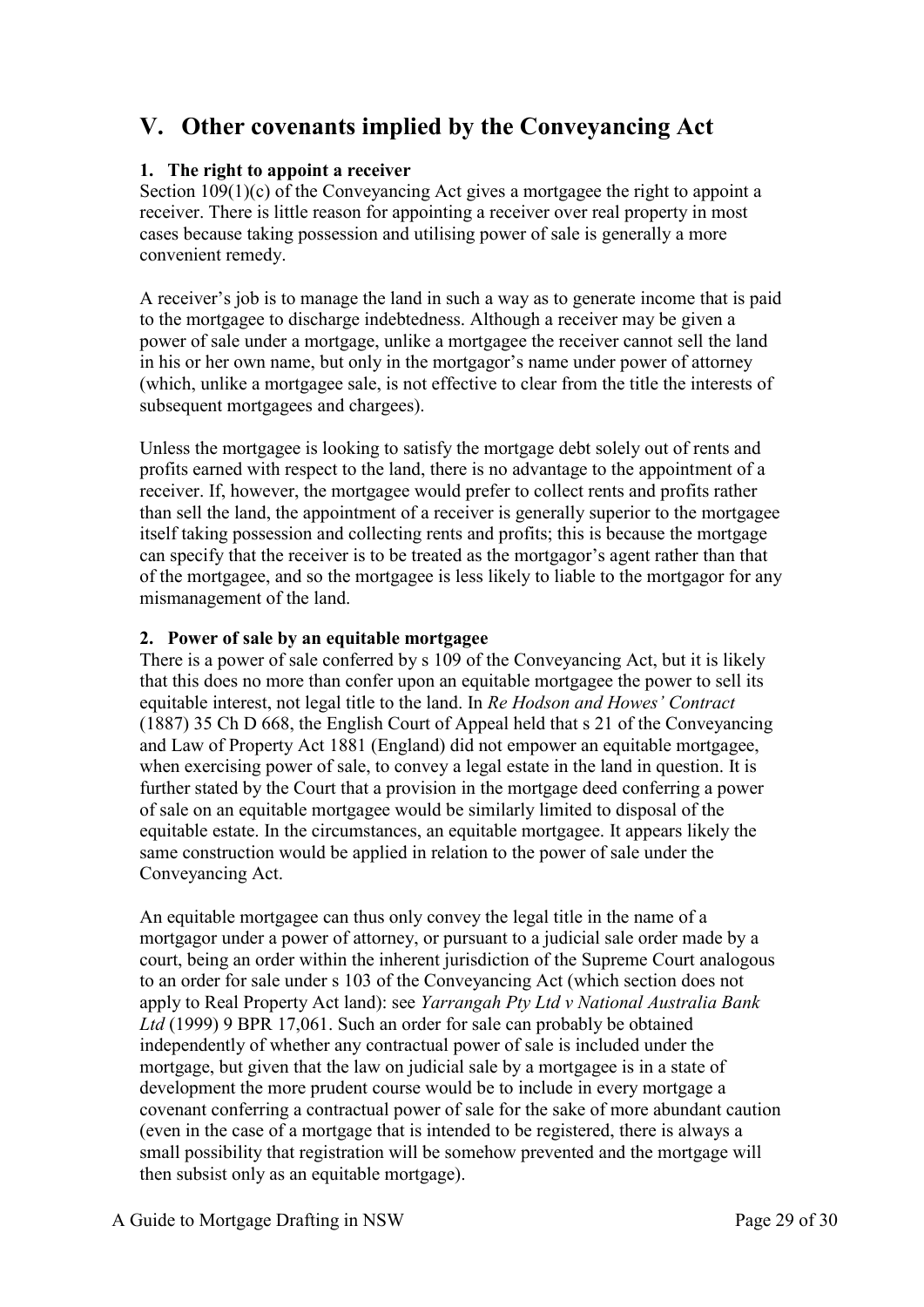# V. Other covenants implied by the Conveyancing Act

### 1. The right to appoint a receiver

Section 109(1)(c) of the Conveyancing Act gives a mortgagee the right to appoint a receiver. There is little reason for appointing a receiver over real property in most cases because taking possession and utilising power of sale is generally a more convenient remedy.

A receiver's job is to manage the land in such a way as to generate income that is paid to the mortgagee to discharge indebtedness. Although a receiver may be given a power of sale under a mortgage, unlike a mortgagee the receiver cannot sell the land in his or her own name, but only in the mortgagor's name under power of attorney (which, unlike a mortgagee sale, is not effective to clear from the title the interests of subsequent mortgagees and chargees).

Unless the mortgagee is looking to satisfy the mortgage debt solely out of rents and profits earned with respect to the land, there is no advantage to the appointment of a receiver. If, however, the mortgagee would prefer to collect rents and profits rather than sell the land, the appointment of a receiver is generally superior to the mortgagee itself taking possession and collecting rents and profits; this is because the mortgage can specify that the receiver is to be treated as the mortgagor's agent rather than that of the mortgagee, and so the mortgagee is less likely to liable to the mortgagor for any mismanagement of the land.

### 2. Power of sale by an equitable mortgagee

There is a power of sale conferred by s 109 of the Conveyancing Act, but it is likely that this does no more than confer upon an equitable mortgagee the power to sell its equitable interest, not legal title to the land. In *Re Hodson and Howes' Contract* (1887) 35 Ch D 668, the English Court of Appeal held that s 21 of the Conveyancing and Law of Property Act 1881 (England) did not empower an equitable mortgagee, when exercising power of sale, to convey a legal estate in the land in question. It is further stated by the Court that a provision in the mortgage deed conferring a power of sale on an equitable mortgagee would be similarly limited to disposal of the equitable estate. In the circumstances, an equitable mortgagee. It appears likely the same construction would be applied in relation to the power of sale under the Conveyancing Act.

An equitable mortgagee can thus only convey the legal title in the name of a mortgagor under a power of attorney, or pursuant to a judicial sale order made by a court, being an order within the inherent jurisdiction of the Supreme Court analogous to an order for sale under s 103 of the Conveyancing Act (which section does not apply to Real Property Act land): see *Yarrangah Pty Ltd v National Australia Bank Ltd* (1999) 9 BPR 17,061. Such an order for sale can probably be obtained independently of whether any contractual power of sale is included under the mortgage, but given that the law on judicial sale by a mortgagee is in a state of development the more prudent course would be to include in every mortgage a covenant conferring a contractual power of sale for the sake of more abundant caution (even in the case of a mortgage that is intended to be registered, there is always a small possibility that registration will be somehow prevented and the mortgage will then subsist only as an equitable mortgage).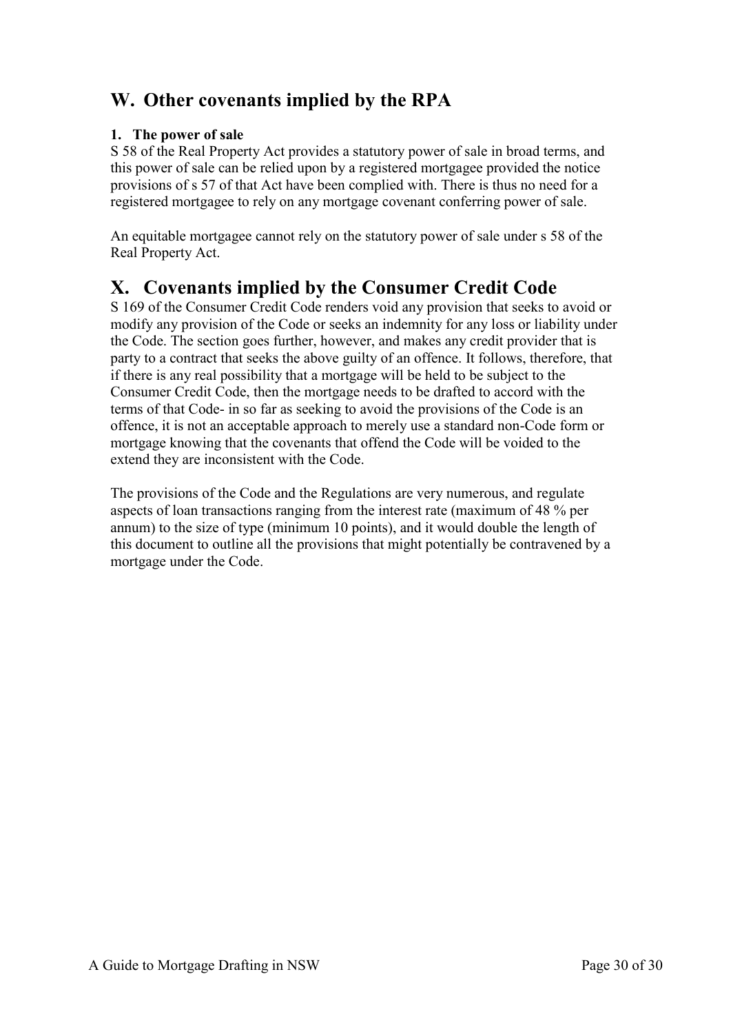## W. Other covenants implied by the RPA

### 1. The power of sale

S 58 of the Real Property Act provides a statutory power of sale in broad terms, and this power of sale can be relied upon by a registered mortgagee provided the notice provisions of s 57 of that Act have been complied with. There is thus no need for a registered mortgagee to rely on any mortgage covenant conferring power of sale.

An equitable mortgagee cannot rely on the statutory power of sale under s 58 of the Real Property Act.

## X. Covenants implied by the Consumer Credit Code

S 169 of the Consumer Credit Code renders void any provision that seeks to avoid or modify any provision of the Code or seeks an indemnity for any loss or liability under the Code. The section goes further, however, and makes any credit provider that is party to a contract that seeks the above guilty of an offence. It follows, therefore, that if there is any real possibility that a mortgage will be held to be subject to the Consumer Credit Code, then the mortgage needs to be drafted to accord with the terms of that Code- in so far as seeking to avoid the provisions of the Code is an offence, it is not an acceptable approach to merely use a standard non-Code form or mortgage knowing that the covenants that offend the Code will be voided to the extend they are inconsistent with the Code.

The provisions of the Code and the Regulations are very numerous, and regulate aspects of loan transactions ranging from the interest rate (maximum of 48 % per annum) to the size of type (minimum 10 points), and it would double the length of this document to outline all the provisions that might potentially be contravened by a mortgage under the Code.